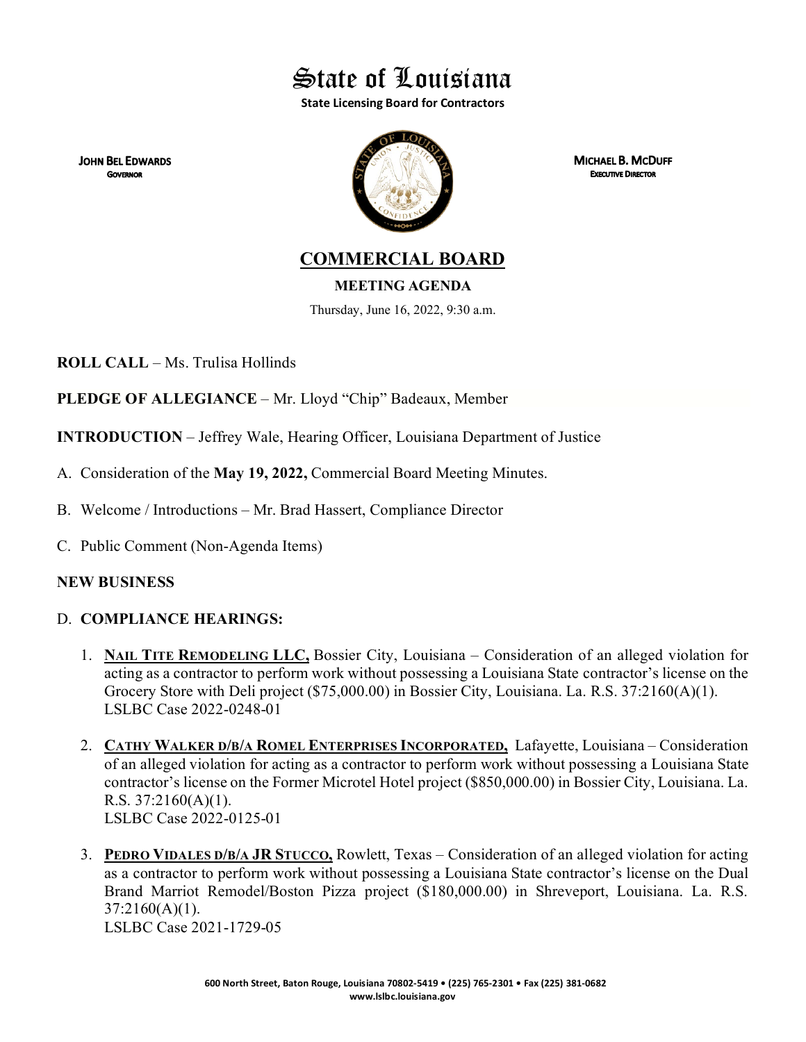# State of Louisiana

**State Licensing Board for Contractors**

**JOHN BEL EDWARDS**
GOVERNOR

**MICHAEL B. MCDUFF**
EXECUTIVE DIRECTOR

## COMMERCIAL BOARD

**MEETING AGENDA**

Thursday, June 16, 2022, 9:30 a.m.

**ROLL CALL** – Ms. Trulisa Hollinds

**PLEDGE OF ALLEGIANCE** – Mr. Lloyd "Chip" Badeaux, Member

**INTRODUCTION** – Jeffrey Wale, Hearing Officer, Louisiana Department of Justice

A. Consideration of the **May 19, 2022,** Commercial Board Meeting Minutes.

B. Welcome / Introductions – Mr. Brad Hassert, Compliance Director

C. Public Comment (Non-Agenda Items)

**NEW BUSINESS**

D. **COMPLIANCE HEARINGS:**

1. **NAIL TITE REMODELING LLC,** Bossier City, Louisiana – Consideration of an alleged violation for acting as a contractor to perform work without possessing a Louisiana State contractor's license on the Grocery Store with Deli project ($75,000.00) in Bossier City, Louisiana. La. R.S. 37:2160(A)(1).
   LSLBC Case 2022-0248-01

2. **CATHY WALKER D/B/A ROMEL ENTERPRISES INCORPORATED,** Lafayette, Louisiana – Consideration of an alleged violation for acting as a contractor to perform work without possessing a Louisiana State contractor's license on the Former Microtel Hotel project ($850,000.00) in Bossier City, Louisiana. La. R.S. 37:2160(A)(1).
   LSLBC Case 2022-0125-01

3. **PEDRO VIDALES D/B/A JR STUCCO,** Rowlett, Texas – Consideration of an alleged violation for acting as a contractor to perform work without possessing a Louisiana State contractor's license on the Dual Brand Marriot Remodel/Boston Pizza project ($180,000.00) in Shreveport, Louisiana. La. R.S. 37:2160(A)(1).
   LSLBC Case 2021-1729-05

600 North Street, Baton Rouge, Louisiana 70802-5419 • (225) 765-2301 • Fax (225) 381-0682
www.lslbc.louisiana.gov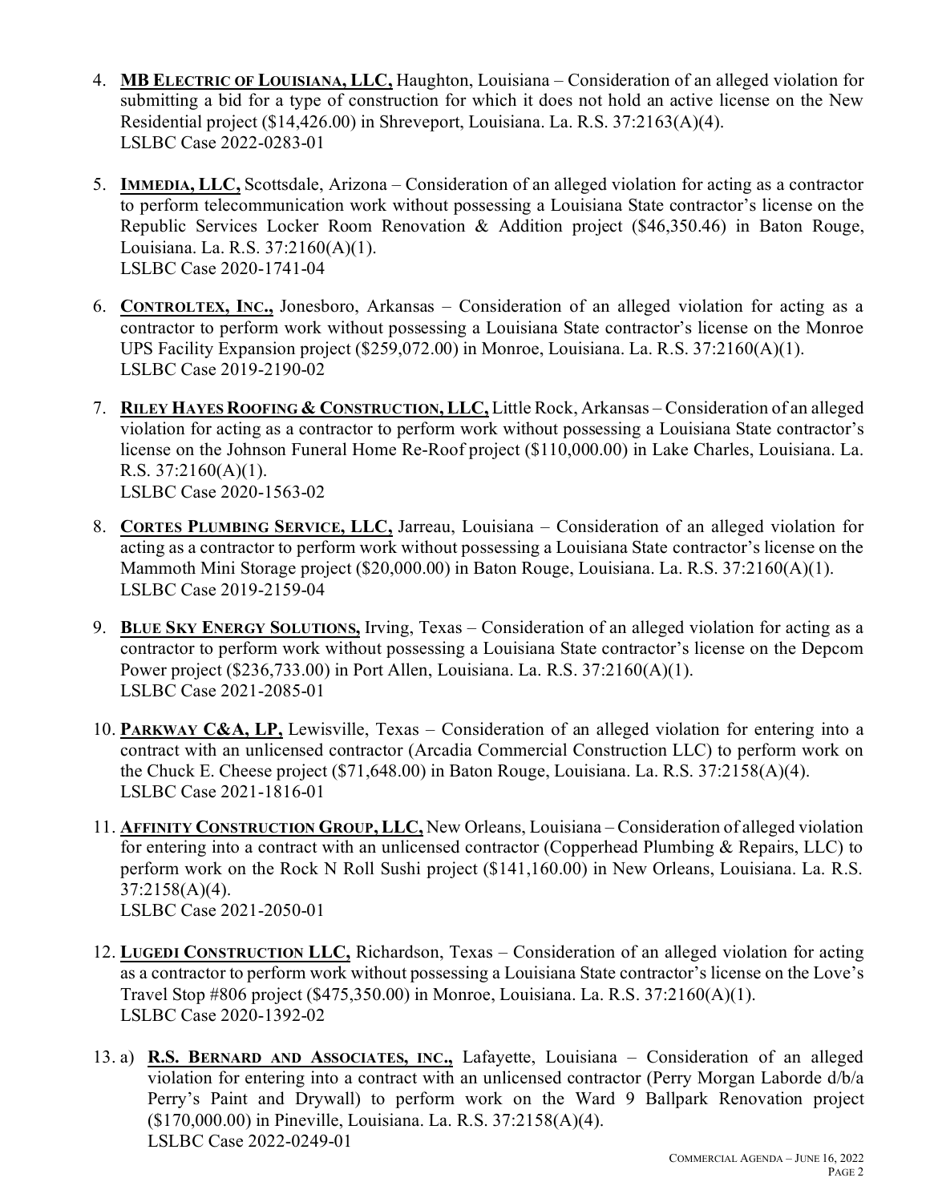4. **MB Electric of Louisiana, LLC,** Haughton, Louisiana – Consideration of an alleged violation for submitting a bid for a type of construction for which it does not hold an active license on the New Residential project ($14,426.00) in Shreveport, Louisiana. La. R.S. 37:2163(A)(4).
   LSLBC Case 2022-0283-01

5. **Immedia, LLC,** Scottsdale, Arizona – Consideration of an alleged violation for acting as a contractor to perform telecommunication work without possessing a Louisiana State contractor's license on the Republic Services Locker Room Renovation & Addition project ($46,350.46) in Baton Rouge, Louisiana. La. R.S. 37:2160(A)(1).
   LSLBC Case 2020-1741-04

6. **Controltex, Inc.,** Jonesboro, Arkansas – Consideration of an alleged violation for acting as a contractor to perform work without possessing a Louisiana State contractor's license on the Monroe UPS Facility Expansion project ($259,072.00) in Monroe, Louisiana. La. R.S. 37:2160(A)(1).
   LSLBC Case 2019-2190-02

7. **Riley Hayes Roofing & Construction, LLC,** Little Rock, Arkansas – Consideration of an alleged violation for acting as a contractor to perform work without possessing a Louisiana State contractor's license on the Johnson Funeral Home Re-Roof project ($110,000.00) in Lake Charles, Louisiana. La. R.S. 37:2160(A)(1).
   LSLBC Case 2020-1563-02

8. **Cortes Plumbing Service, LLC,** Jarreau, Louisiana – Consideration of an alleged violation for acting as a contractor to perform work without possessing a Louisiana State contractor's license on the Mammoth Mini Storage project ($20,000.00) in Baton Rouge, Louisiana. La. R.S. 37:2160(A)(1).
   LSLBC Case 2019-2159-04

9. **Blue Sky Energy Solutions,** Irving, Texas – Consideration of an alleged violation for acting as a contractor to perform work without possessing a Louisiana State contractor's license on the Depcom Power project ($236,733.00) in Port Allen, Louisiana. La. R.S. 37:2160(A)(1).
   LSLBC Case 2021-2085-01

10. **Parkway C&A, LP,** Lewisville, Texas – Consideration of an alleged violation for entering into a contract with an unlicensed contractor (Arcadia Commercial Construction LLC) to perform work on the Chuck E. Cheese project ($71,648.00) in Baton Rouge, Louisiana. La. R.S. 37:2158(A)(4).
    LSLBC Case 2021-1816-01

11. **Affinity Construction Group, LLC,** New Orleans, Louisiana – Consideration of alleged violation for entering into a contract with an unlicensed contractor (Copperhead Plumbing & Repairs, LLC) to perform work on the Rock N Roll Sushi project ($141,160.00) in New Orleans, Louisiana. La. R.S. 37:2158(A)(4).
    LSLBC Case 2021-2050-01

12. **Lugedi Construction LLC,** Richardson, Texas – Consideration of an alleged violation for acting as a contractor to perform work without possessing a Louisiana State contractor's license on the Love's Travel Stop #806 project ($475,350.00) in Monroe, Louisiana. La. R.S. 37:2160(A)(1).
    LSLBC Case 2020-1392-02

13. a) **R.S. Bernard and Associates, Inc.,** Lafayette, Louisiana – Consideration of an alleged violation for entering into a contract with an unlicensed contractor (Perry Morgan Laborde d/b/a Perry's Paint and Drywall) to perform work on the Ward 9 Ballpark Renovation project ($170,000.00) in Pineville, Louisiana. La. R.S. 37:2158(A)(4).
    LSLBC Case 2022-0249-01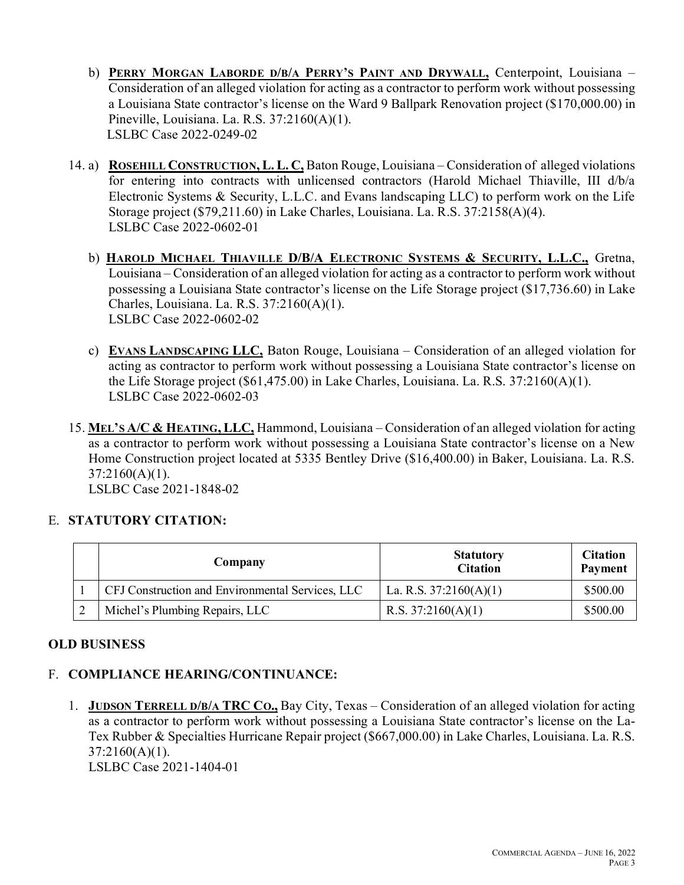b) **PERRY MORGAN LABORDE D/B/A PERRY'S PAINT AND DRYWALL,** Centerpoint, Louisiana – Consideration of an alleged violation for acting as a contractor to perform work without possessing a Louisiana State contractor's license on the Ward 9 Ballpark Renovation project ($170,000.00) in Pineville, Louisiana. La. R.S. 37:2160(A)(1).
LSLBC Case 2022-0249-02

14. a) **ROSEHILL CONSTRUCTION, L. L. C,** Baton Rouge, Louisiana – Consideration of alleged violations for entering into contracts with unlicensed contractors (Harold Michael Thiaville, III d/b/a Electronic Systems & Security, L.L.C. and Evans landscaping LLC) to perform work on the Life Storage project ($79,211.60) in Lake Charles, Louisiana. La. R.S. 37:2158(A)(4).
LSLBC Case 2022-0602-01

b) **HAROLD MICHAEL THIAVILLE D/B/A ELECTRONIC SYSTEMS & SECURITY, L.L.C.,** Gretna, Louisiana – Consideration of an alleged violation for acting as a contractor to perform work without possessing a Louisiana State contractor's license on the Life Storage project ($17,736.60) in Lake Charles, Louisiana. La. R.S. 37:2160(A)(1).
LSLBC Case 2022-0602-02

c) **EVANS LANDSCAPING LLC,** Baton Rouge, Louisiana – Consideration of an alleged violation for acting as contractor to perform work without possessing a Louisiana State contractor's license on the Life Storage project ($61,475.00) in Lake Charles, Louisiana. La. R.S. 37:2160(A)(1).
LSLBC Case 2022-0602-03

15. **MEL'S A/C & HEATING, LLC,** Hammond, Louisiana – Consideration of an alleged violation for acting as a contractor to perform work without possessing a Louisiana State contractor's license on a New Home Construction project located at 5335 Bentley Drive ($16,400.00) in Baker, Louisiana. La. R.S. 37:2160(A)(1).
LSLBC Case 2021-1848-02

## E. STATUTORY CITATION:

| | Company | Statutory Citation | Citation Payment |
|---|---|---|---|
| 1 | CFJ Construction and Environmental Services, LLC | La. R.S. 37:2160(A)(1) | $500.00 |
| 2 | Michel's Plumbing Repairs, LLC | R.S. 37:2160(A)(1) | $500.00 |

## OLD BUSINESS

## F. COMPLIANCE HEARING/CONTINUANCE:

1. **JUDSON TERRELL D/B/A TRC CO.,** Bay City, Texas – Consideration of an alleged violation for acting as a contractor to perform work without possessing a Louisiana State contractor's license on the La-Tex Rubber & Specialties Hurricane Repair project ($667,000.00) in Lake Charles, Louisiana. La. R.S. 37:2160(A)(1).
LSLBC Case 2021-1404-01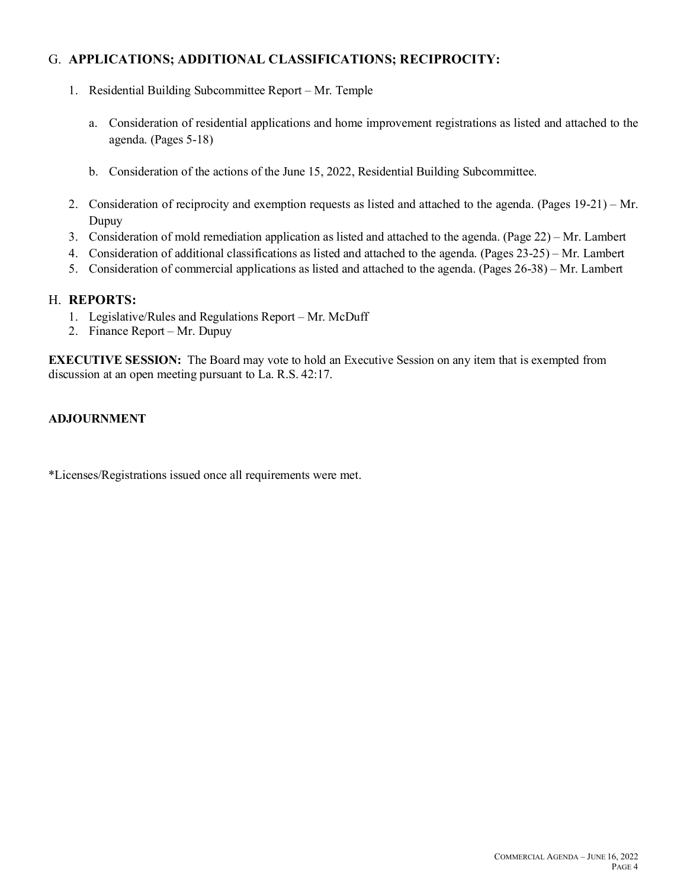## G. **APPLICATIONS; ADDITIONAL CLASSIFICATIONS; RECIPROCITY:**

1. Residential Building Subcommittee Report – Mr. Temple

   a. Consideration of residential applications and home improvement registrations as listed and attached to the agenda. (Pages 5-18)

   b. Consideration of the actions of the June 15, 2022, Residential Building Subcommittee.

2. Consideration of reciprocity and exemption requests as listed and attached to the agenda. (Pages 19-21) – Mr. Dupuy
3. Consideration of mold remediation application as listed and attached to the agenda. (Page 22) – Mr. Lambert
4. Consideration of additional classifications as listed and attached to the agenda. (Pages 23-25) – Mr. Lambert
5. Consideration of commercial applications as listed and attached to the agenda. (Pages 26-38) – Mr. Lambert

## H. **REPORTS:**

1. Legislative/Rules and Regulations Report – Mr. McDuff
2. Finance Report – Mr. Dupuy

**EXECUTIVE SESSION:** The Board may vote to hold an Executive Session on any item that is exempted from discussion at an open meeting pursuant to La. R.S. 42:17.

**ADJOURNMENT**

*Licenses/Registrations issued once all requirements were met.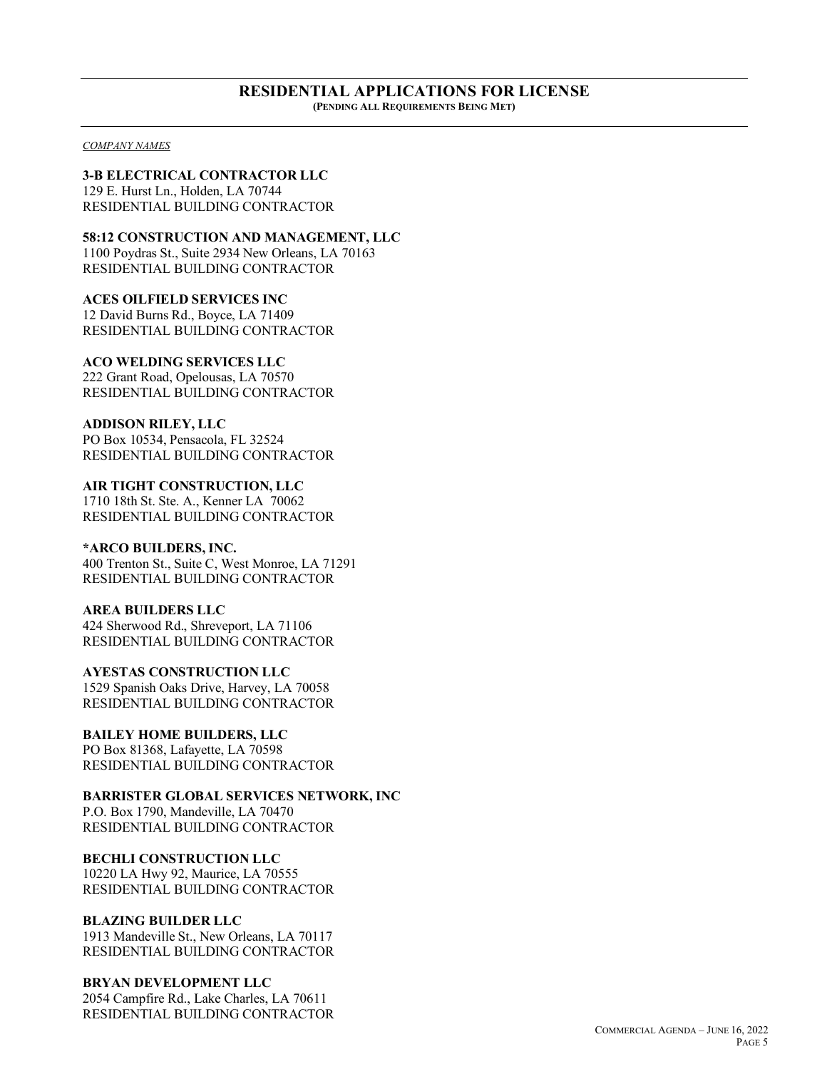## RESIDENTIAL APPLICATIONS FOR LICENSE

**(PENDING ALL REQUIREMENTS BEING MET)**

*COMPANY NAMES*

**3-B ELECTRICAL CONTRACTOR LLC**
129 E. Hurst Ln., Holden, LA 70744
RESIDENTIAL BUILDING CONTRACTOR

**58:12 CONSTRUCTION AND MANAGEMENT, LLC**
1100 Poydras St., Suite 2934 New Orleans, LA 70163
RESIDENTIAL BUILDING CONTRACTOR

**ACES OILFIELD SERVICES INC**
12 David Burns Rd., Boyce, LA 71409
RESIDENTIAL BUILDING CONTRACTOR

**ACO WELDING SERVICES LLC**
222 Grant Road, Opelousas, LA 70570
RESIDENTIAL BUILDING CONTRACTOR

**ADDISON RILEY, LLC**
PO Box 10534, Pensacola, FL 32524
RESIDENTIAL BUILDING CONTRACTOR

**AIR TIGHT CONSTRUCTION, LLC**
1710 18th St. Ste. A., Kenner LA 70062
RESIDENTIAL BUILDING CONTRACTOR

**\*ARCO BUILDERS, INC.**
400 Trenton St., Suite C, West Monroe, LA 71291
RESIDENTIAL BUILDING CONTRACTOR

**AREA BUILDERS LLC**
424 Sherwood Rd., Shreveport, LA 71106
RESIDENTIAL BUILDING CONTRACTOR

**AYESTAS CONSTRUCTION LLC**
1529 Spanish Oaks Drive, Harvey, LA 70058
RESIDENTIAL BUILDING CONTRACTOR

**BAILEY HOME BUILDERS, LLC**
PO Box 81368, Lafayette, LA 70598
RESIDENTIAL BUILDING CONTRACTOR

**BARRISTER GLOBAL SERVICES NETWORK, INC**
P.O. Box 1790, Mandeville, LA 70470
RESIDENTIAL BUILDING CONTRACTOR

**BECHLI CONSTRUCTION LLC**
10220 LA Hwy 92, Maurice, LA 70555
RESIDENTIAL BUILDING CONTRACTOR

**BLAZING BUILDER LLC**
1913 Mandeville St., New Orleans, LA 70117
RESIDENTIAL BUILDING CONTRACTOR

**BRYAN DEVELOPMENT LLC**
2054 Campfire Rd., Lake Charles, LA 70611
RESIDENTIAL BUILDING CONTRACTOR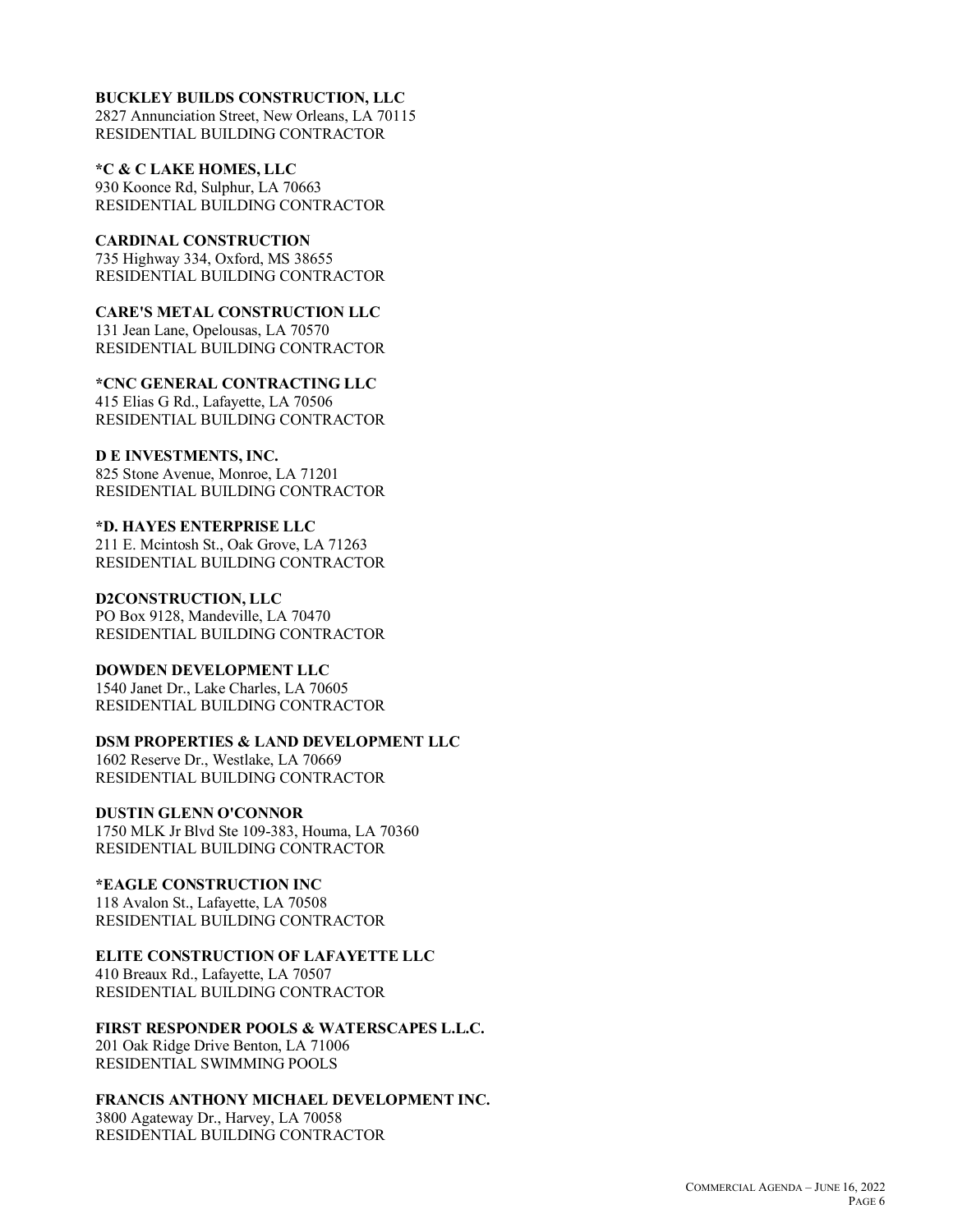**BUCKLEY BUILDS CONSTRUCTION, LLC**
2827 Annunciation Street, New Orleans, LA 70115
RESIDENTIAL BUILDING CONTRACTOR

***C & C LAKE HOMES, LLC**
930 Koonce Rd, Sulphur, LA 70663
RESIDENTIAL BUILDING CONTRACTOR

**CARDINAL CONSTRUCTION**
735 Highway 334, Oxford, MS 38655
RESIDENTIAL BUILDING CONTRACTOR

**CARE'S METAL CONSTRUCTION LLC**
131 Jean Lane, Opelousas, LA 70570
RESIDENTIAL BUILDING CONTRACTOR

***CNC GENERAL CONTRACTING LLC**
415 Elias G Rd., Lafayette, LA 70506
RESIDENTIAL BUILDING CONTRACTOR

**D E INVESTMENTS, INC.**
825 Stone Avenue, Monroe, LA 71201
RESIDENTIAL BUILDING CONTRACTOR

***D. HAYES ENTERPRISE LLC**
211 E. Mcintosh St., Oak Grove, LA 71263
RESIDENTIAL BUILDING CONTRACTOR

**D2CONSTRUCTION, LLC**
PO Box 9128, Mandeville, LA 70470
RESIDENTIAL BUILDING CONTRACTOR

**DOWDEN DEVELOPMENT LLC**
1540 Janet Dr., Lake Charles, LA 70605
RESIDENTIAL BUILDING CONTRACTOR

**DSM PROPERTIES & LAND DEVELOPMENT LLC**
1602 Reserve Dr., Westlake, LA 70669
RESIDENTIAL BUILDING CONTRACTOR

**DUSTIN GLENN O'CONNOR**
1750 MLK Jr Blvd Ste 109-383, Houma, LA 70360
RESIDENTIAL BUILDING CONTRACTOR

***EAGLE CONSTRUCTION INC**
118 Avalon St., Lafayette, LA 70508
RESIDENTIAL BUILDING CONTRACTOR

**ELITE CONSTRUCTION OF LAFAYETTE LLC**
410 Breaux Rd., Lafayette, LA 70507
RESIDENTIAL BUILDING CONTRACTOR

**FIRST RESPONDER POOLS & WATERSCAPES L.L.C.**
201 Oak Ridge Drive Benton, LA 71006
RESIDENTIAL SWIMMING POOLS

**FRANCIS ANTHONY MICHAEL DEVELOPMENT INC.**
3800 Agateway Dr., Harvey, LA 70058
RESIDENTIAL BUILDING CONTRACTOR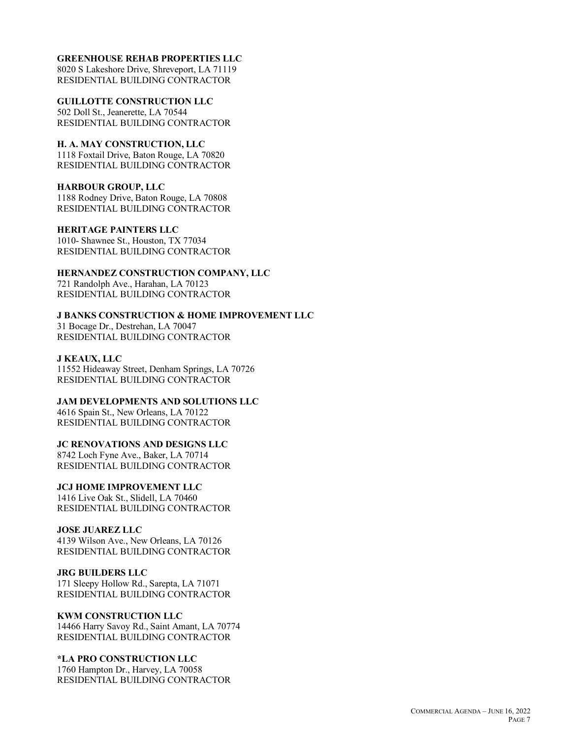**GREENHOUSE REHAB PROPERTIES LLC**
8020 S Lakeshore Drive, Shreveport, LA 71119
RESIDENTIAL BUILDING CONTRACTOR

**GUILLOTTE CONSTRUCTION LLC**
502 Doll St., Jeanerette, LA 70544
RESIDENTIAL BUILDING CONTRACTOR

**H. A. MAY CONSTRUCTION, LLC**
1118 Foxtail Drive, Baton Rouge, LA 70820
RESIDENTIAL BUILDING CONTRACTOR

**HARBOUR GROUP, LLC**
1188 Rodney Drive, Baton Rouge, LA 70808
RESIDENTIAL BUILDING CONTRACTOR

**HERITAGE PAINTERS LLC**
1010- Shawnee St., Houston, TX 77034
RESIDENTIAL BUILDING CONTRACTOR

**HERNANDEZ CONSTRUCTION COMPANY, LLC**
721 Randolph Ave., Harahan, LA 70123
RESIDENTIAL BUILDING CONTRACTOR

**J BANKS CONSTRUCTION & HOME IMPROVEMENT LLC**
31 Bocage Dr., Destrehan, LA 70047
RESIDENTIAL BUILDING CONTRACTOR

**J KEAUX, LLC**
11552 Hideaway Street, Denham Springs, LA 70726
RESIDENTIAL BUILDING CONTRACTOR

**JAM DEVELOPMENTS AND SOLUTIONS LLC**
4616 Spain St., New Orleans, LA 70122
RESIDENTIAL BUILDING CONTRACTOR

**JC RENOVATIONS AND DESIGNS LLC**
8742 Loch Fyne Ave., Baker, LA 70714
RESIDENTIAL BUILDING CONTRACTOR

**JCJ HOME IMPROVEMENT LLC**
1416 Live Oak St., Slidell, LA 70460
RESIDENTIAL BUILDING CONTRACTOR

**JOSE JUAREZ LLC**
4139 Wilson Ave., New Orleans, LA 70126
RESIDENTIAL BUILDING CONTRACTOR

**JRG BUILDERS LLC**
171 Sleepy Hollow Rd., Sarepta, LA 71071
RESIDENTIAL BUILDING CONTRACTOR

**KWM CONSTRUCTION LLC**
14466 Harry Savoy Rd., Saint Amant, LA 70774
RESIDENTIAL BUILDING CONTRACTOR

**\*LA PRO CONSTRUCTION LLC**
1760 Hampton Dr., Harvey, LA 70058
RESIDENTIAL BUILDING CONTRACTOR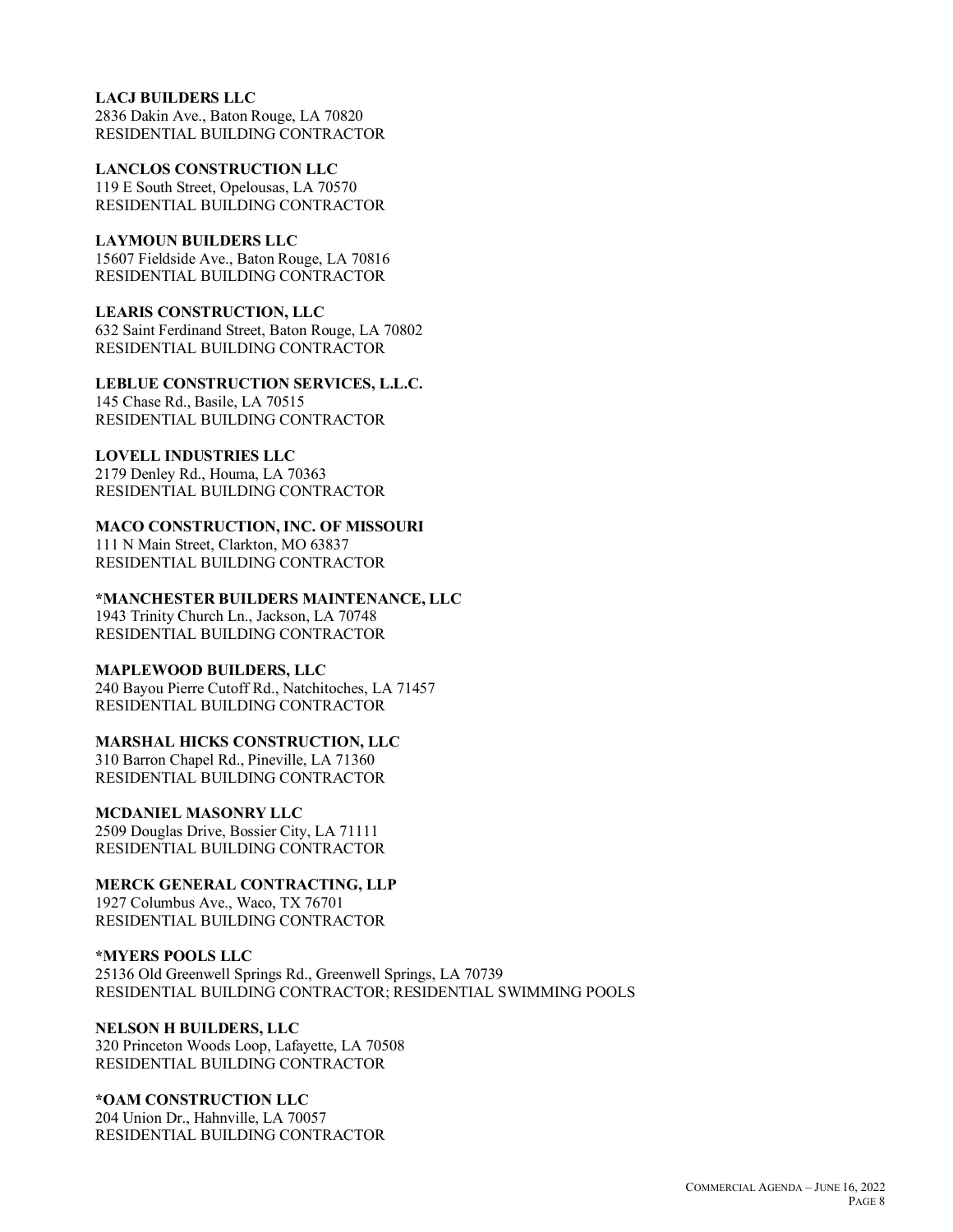**LACJ BUILDERS LLC**
2836 Dakin Ave., Baton Rouge, LA 70820
RESIDENTIAL BUILDING CONTRACTOR

**LANCLOS CONSTRUCTION LLC**
119 E South Street, Opelousas, LA 70570
RESIDENTIAL BUILDING CONTRACTOR

**LAYMOUN BUILDERS LLC**
15607 Fieldside Ave., Baton Rouge, LA 70816
RESIDENTIAL BUILDING CONTRACTOR

**LEARIS CONSTRUCTION, LLC**
632 Saint Ferdinand Street, Baton Rouge, LA 70802
RESIDENTIAL BUILDING CONTRACTOR

**LEBLUE CONSTRUCTION SERVICES, L.L.C.**
145 Chase Rd., Basile, LA 70515
RESIDENTIAL BUILDING CONTRACTOR

**LOVELL INDUSTRIES LLC**
2179 Denley Rd., Houma, LA 70363
RESIDENTIAL BUILDING CONTRACTOR

**MACO CONSTRUCTION, INC. OF MISSOURI**
111 N Main Street, Clarkton, MO 63837
RESIDENTIAL BUILDING CONTRACTOR

**\*MANCHESTER BUILDERS MAINTENANCE, LLC**
1943 Trinity Church Ln., Jackson, LA 70748
RESIDENTIAL BUILDING CONTRACTOR

**MAPLEWOOD BUILDERS, LLC**
240 Bayou Pierre Cutoff Rd., Natchitoches, LA 71457
RESIDENTIAL BUILDING CONTRACTOR

**MARSHAL HICKS CONSTRUCTION, LLC**
310 Barron Chapel Rd., Pineville, LA 71360
RESIDENTIAL BUILDING CONTRACTOR

**MCDANIEL MASONRY LLC**
2509 Douglas Drive, Bossier City, LA 71111
RESIDENTIAL BUILDING CONTRACTOR

**MERCK GENERAL CONTRACTING, LLP**
1927 Columbus Ave., Waco, TX 76701
RESIDENTIAL BUILDING CONTRACTOR

**\*MYERS POOLS LLC**
25136 Old Greenwell Springs Rd., Greenwell Springs, LA 70739
RESIDENTIAL BUILDING CONTRACTOR; RESIDENTIAL SWIMMING POOLS

**NELSON H BUILDERS, LLC**
320 Princeton Woods Loop, Lafayette, LA 70508
RESIDENTIAL BUILDING CONTRACTOR

**\*OAM CONSTRUCTION LLC**
204 Union Dr., Hahnville, LA 70057
RESIDENTIAL BUILDING CONTRACTOR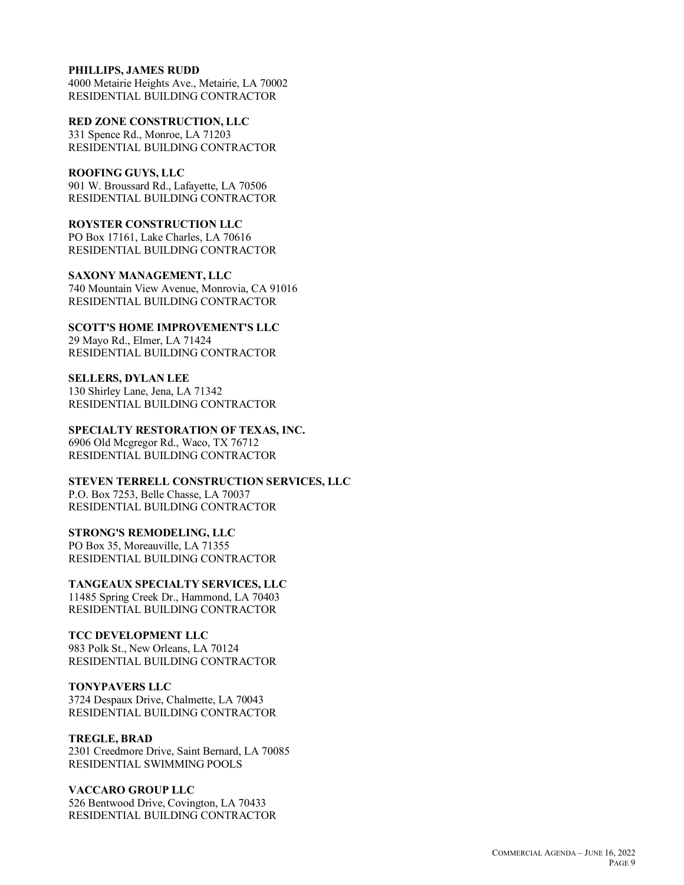**PHILLIPS, JAMES RUDD**
4000 Metairie Heights Ave., Metairie, LA 70002
RESIDENTIAL BUILDING CONTRACTOR

**RED ZONE CONSTRUCTION, LLC**
331 Spence Rd., Monroe, LA 71203
RESIDENTIAL BUILDING CONTRACTOR

**ROOFING GUYS, LLC**
901 W. Broussard Rd., Lafayette, LA 70506
RESIDENTIAL BUILDING CONTRACTOR

**ROYSTER CONSTRUCTION LLC**
PO Box 17161, Lake Charles, LA 70616
RESIDENTIAL BUILDING CONTRACTOR

**SAXONY MANAGEMENT, LLC**
740 Mountain View Avenue, Monrovia, CA 91016
RESIDENTIAL BUILDING CONTRACTOR

**SCOTT'S HOME IMPROVEMENT'S LLC**
29 Mayo Rd., Elmer, LA 71424
RESIDENTIAL BUILDING CONTRACTOR

**SELLERS, DYLAN LEE**
130 Shirley Lane, Jena, LA 71342
RESIDENTIAL BUILDING CONTRACTOR

**SPECIALTY RESTORATION OF TEXAS, INC.**
6906 Old Mcgregor Rd., Waco, TX 76712
RESIDENTIAL BUILDING CONTRACTOR

**STEVEN TERRELL CONSTRUCTION SERVICES, LLC**
P.O. Box 7253, Belle Chasse, LA 70037
RESIDENTIAL BUILDING CONTRACTOR

**STRONG'S REMODELING, LLC**
PO Box 35, Moreauville, LA 71355
RESIDENTIAL BUILDING CONTRACTOR

**TANGEAUX SPECIALTY SERVICES, LLC**
11485 Spring Creek Dr., Hammond, LA 70403
RESIDENTIAL BUILDING CONTRACTOR

**TCC DEVELOPMENT LLC**
983 Polk St., New Orleans, LA 70124
RESIDENTIAL BUILDING CONTRACTOR

**TONYPAVERS LLC**
3724 Despaux Drive, Chalmette, LA 70043
RESIDENTIAL BUILDING CONTRACTOR

**TREGLE, BRAD**
2301 Creedmore Drive, Saint Bernard, LA 70085
RESIDENTIAL SWIMMING POOLS

**VACCARO GROUP LLC**
526 Bentwood Drive, Covington, LA 70433
RESIDENTIAL BUILDING CONTRACTOR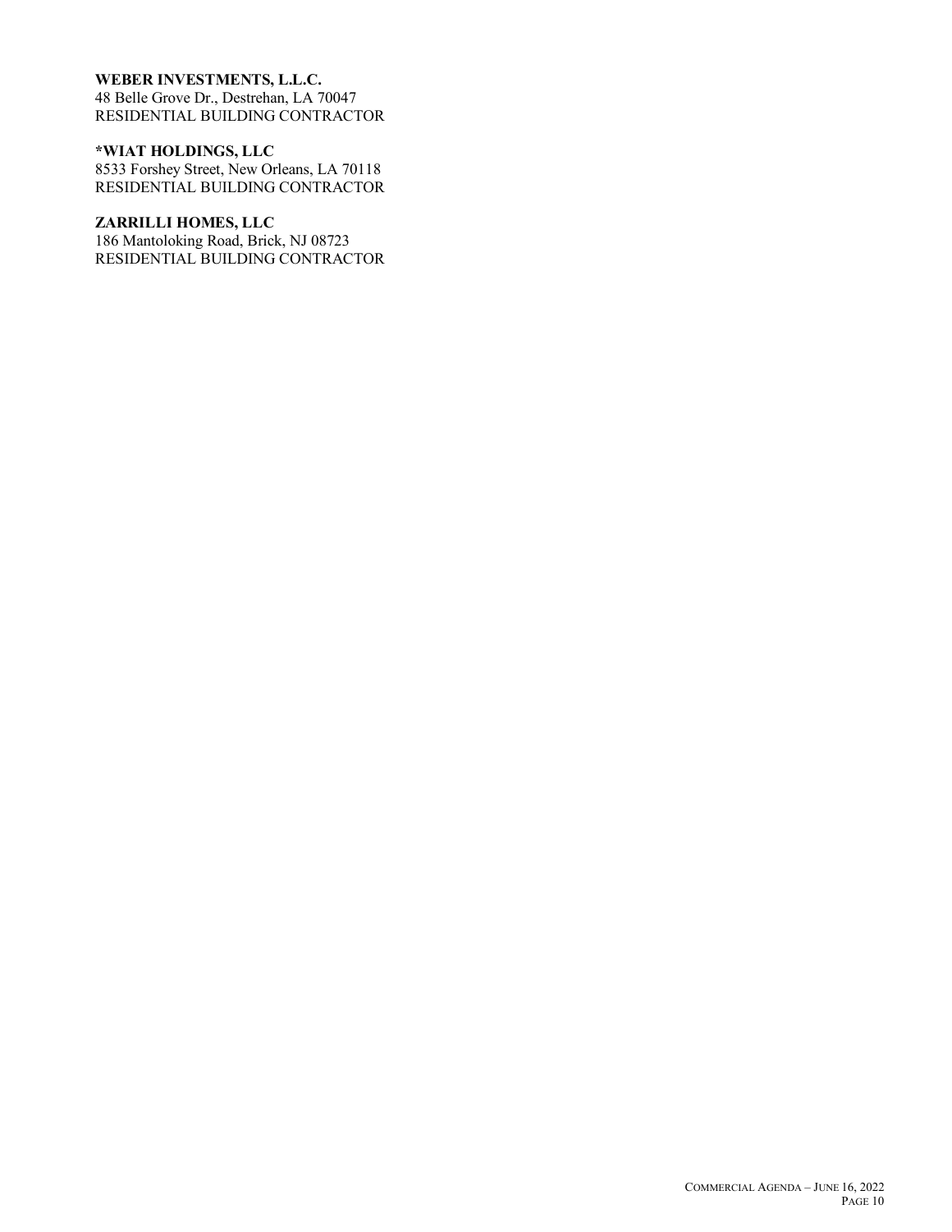**WEBER INVESTMENTS, L.L.C.**
48 Belle Grove Dr., Destrehan, LA 70047
RESIDENTIAL BUILDING CONTRACTOR

***WIAT HOLDINGS, LLC**
8533 Forshey Street, New Orleans, LA 70118
RESIDENTIAL BUILDING CONTRACTOR

**ZARRILLI HOMES, LLC**
186 Mantoloking Road, Brick, NJ 08723
RESIDENTIAL BUILDING CONTRACTOR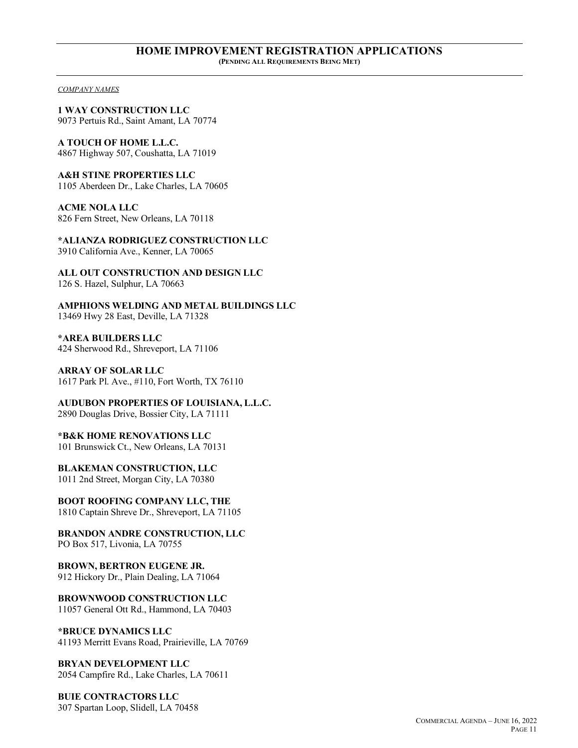## HOME IMPROVEMENT REGISTRATION APPLICATIONS

**(PENDING ALL REQUIREMENTS BEING MET)**

*COMPANY NAMES*

**1 WAY CONSTRUCTION LLC**
9073 Pertuis Rd., Saint Amant, LA 70774

**A TOUCH OF HOME L.L.C.**
4867 Highway 507, Coushatta, LA 71019

**A&H STINE PROPERTIES LLC**
1105 Aberdeen Dr., Lake Charles, LA 70605

**ACME NOLA LLC**
826 Fern Street, New Orleans, LA 70118

**\*ALIANZA RODRIGUEZ CONSTRUCTION LLC**
3910 California Ave., Kenner, LA 70065

**ALL OUT CONSTRUCTION AND DESIGN LLC**
126 S. Hazel, Sulphur, LA 70663

**AMPHIONS WELDING AND METAL BUILDINGS LLC**
13469 Hwy 28 East, Deville, LA 71328

**\*AREA BUILDERS LLC**
424 Sherwood Rd., Shreveport, LA 71106

**ARRAY OF SOLAR LLC**
1617 Park Pl. Ave., #110, Fort Worth, TX 76110

**AUDUBON PROPERTIES OF LOUISIANA, L.L.C.**
2890 Douglas Drive, Bossier City, LA 71111

**\*B&K HOME RENOVATIONS LLC**
101 Brunswick Ct., New Orleans, LA 70131

**BLAKEMAN CONSTRUCTION, LLC**
1011 2nd Street, Morgan City, LA 70380

**BOOT ROOFING COMPANY LLC, THE**
1810 Captain Shreve Dr., Shreveport, LA 71105

**BRANDON ANDRE CONSTRUCTION, LLC**
PO Box 517, Livonia, LA 70755

**BROWN, BERTRON EUGENE JR.**
912 Hickory Dr., Plain Dealing, LA 71064

**BROWNWOOD CONSTRUCTION LLC**
11057 General Ott Rd., Hammond, LA 70403

**\*BRUCE DYNAMICS LLC**
41193 Merritt Evans Road, Prairieville, LA 70769

**BRYAN DEVELOPMENT LLC**
2054 Campfire Rd., Lake Charles, LA 70611

**BUIE CONTRACTORS LLC**
307 Spartan Loop, Slidell, LA 70458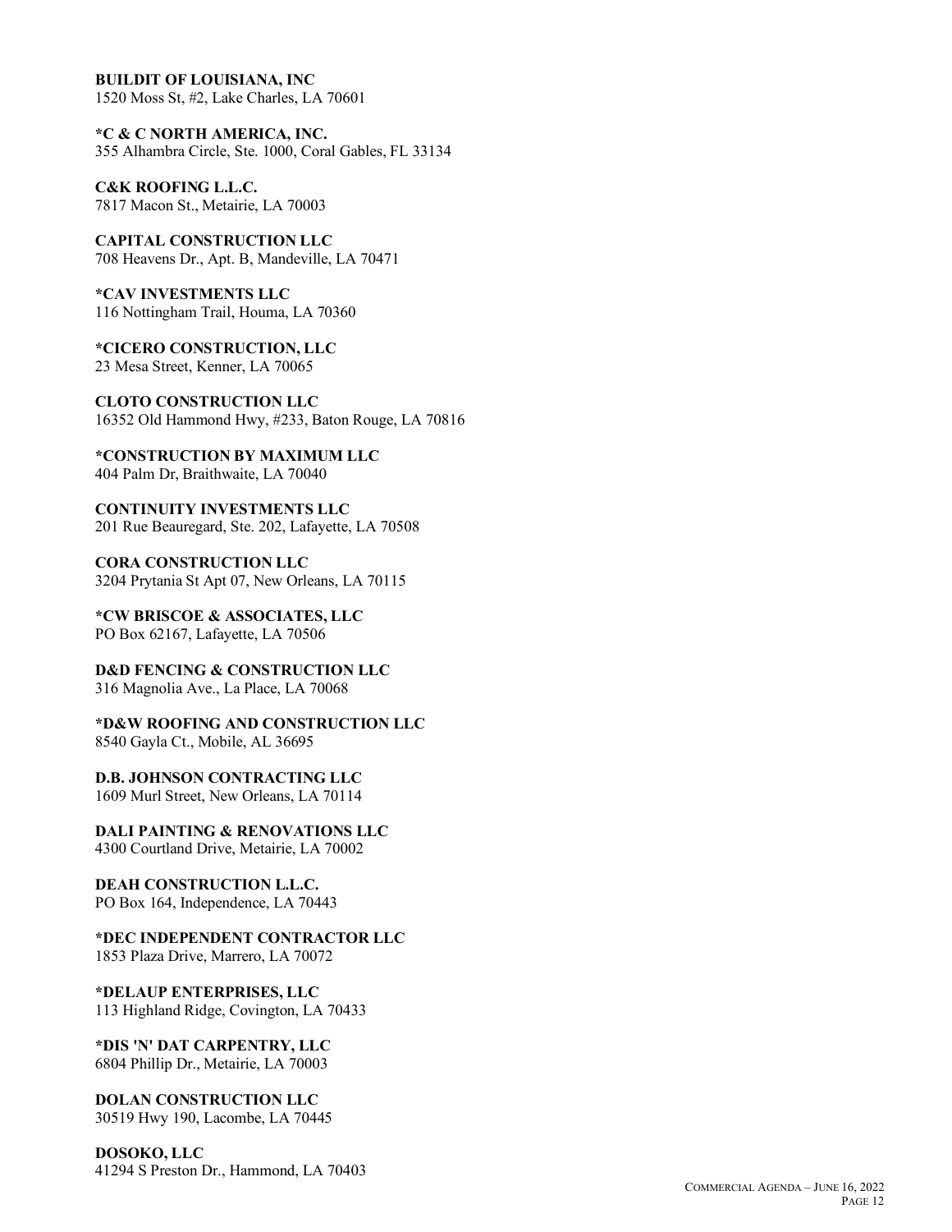**BUILDIT OF LOUISIANA, INC**
1520 Moss St, #2, Lake Charles, LA 70601

***C & C NORTH AMERICA, INC.**
355 Alhambra Circle, Ste. 1000, Coral Gables, FL 33134

**C&K ROOFING L.L.C.**
7817 Macon St., Metairie, LA 70003

**CAPITAL CONSTRUCTION LLC**
708 Heavens Dr., Apt. B, Mandeville, LA 70471

***CAV INVESTMENTS LLC**
116 Nottingham Trail, Houma, LA 70360

***CICERO CONSTRUCTION, LLC**
23 Mesa Street, Kenner, LA 70065

**CLOTO CONSTRUCTION LLC**
16352 Old Hammond Hwy, #233, Baton Rouge, LA 70816

***CONSTRUCTION BY MAXIMUM LLC**
404 Palm Dr, Braithwaite, LA 70040

**CONTINUITY INVESTMENTS LLC**
201 Rue Beauregard, Ste. 202, Lafayette, LA 70508

**CORA CONSTRUCTION LLC**
3204 Prytania St Apt 07, New Orleans, LA 70115

***CW BRISCOE & ASSOCIATES, LLC**
PO Box 62167, Lafayette, LA 70506

**D&D FENCING & CONSTRUCTION LLC**
316 Magnolia Ave., La Place, LA 70068

***D&W ROOFING AND CONSTRUCTION LLC**
8540 Gayla Ct., Mobile, AL 36695

**D.B. JOHNSON CONTRACTING LLC**
1609 Murl Street, New Orleans, LA 70114

**DALI PAINTING & RENOVATIONS LLC**
4300 Courtland Drive, Metairie, LA 70002

**DEAH CONSTRUCTION L.L.C.**
PO Box 164, Independence, LA 70443

***DEC INDEPENDENT CONTRACTOR LLC**
1853 Plaza Drive, Marrero, LA 70072

***DELAUP ENTERPRISES, LLC**
113 Highland Ridge, Covington, LA 70433

***DIS 'N' DAT CARPENTRY, LLC**
6804 Phillip Dr., Metairie, LA 70003

**DOLAN CONSTRUCTION LLC**
30519 Hwy 190, Lacombe, LA 70445

**DOSOKO, LLC**
41294 S Preston Dr., Hammond, LA 70403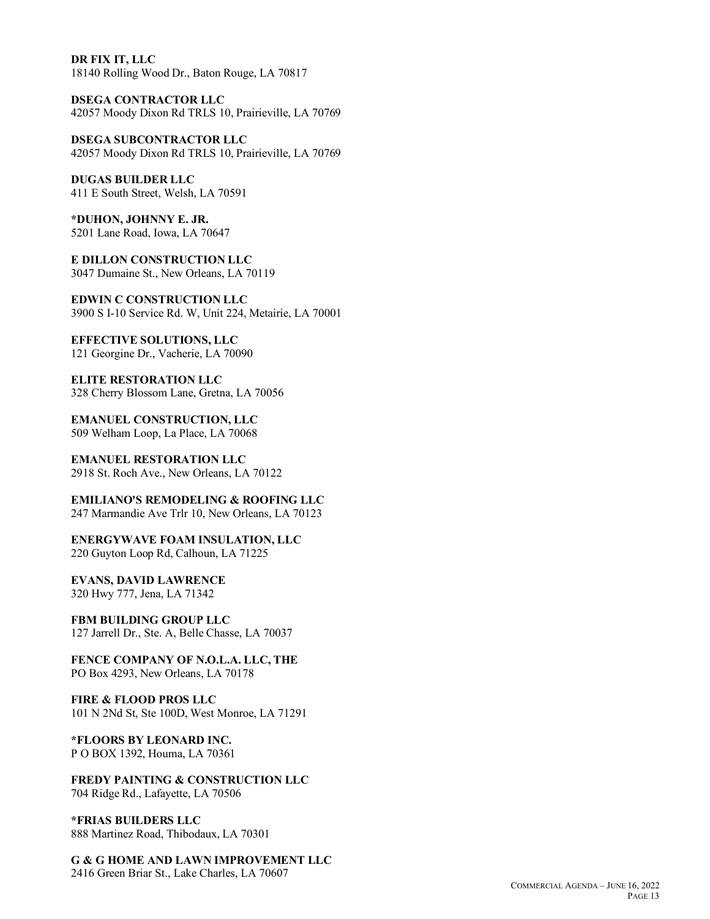**DR FIX IT, LLC**
18140 Rolling Wood Dr., Baton Rouge, LA 70817

**DSEGA CONTRACTOR LLC**
42057 Moody Dixon Rd TRLS 10, Prairieville, LA 70769

**DSEGA SUBCONTRACTOR LLC**
42057 Moody Dixon Rd TRLS 10, Prairieville, LA 70769

**DUGAS BUILDER LLC**
411 E South Street, Welsh, LA 70591

**\*DUHON, JOHNNY E. JR.**
5201 Lane Road, Iowa, LA 70647

**E DILLON CONSTRUCTION LLC**
3047 Dumaine St., New Orleans, LA 70119

**EDWIN C CONSTRUCTION LLC**
3900 S I-10 Service Rd. W, Unit 224, Metairie, LA 70001

**EFFECTIVE SOLUTIONS, LLC**
121 Georgine Dr., Vacherie, LA 70090

**ELITE RESTORATION LLC**
328 Cherry Blossom Lane, Gretna, LA 70056

**EMANUEL CONSTRUCTION, LLC**
509 Welham Loop, La Place, LA 70068

**EMANUEL RESTORATION LLC**
2918 St. Roch Ave., New Orleans, LA 70122

**EMILIANO'S REMODELING & ROOFING LLC**
247 Marmandie Ave Trlr 10, New Orleans, LA 70123

**ENERGYWAVE FOAM INSULATION, LLC**
220 Guyton Loop Rd, Calhoun, LA 71225

**EVANS, DAVID LAWRENCE**
320 Hwy 777, Jena, LA 71342

**FBM BUILDING GROUP LLC**
127 Jarrell Dr., Ste. A, Belle Chasse, LA 70037

**FENCE COMPANY OF N.O.L.A. LLC, THE**
PO Box 4293, New Orleans, LA 70178

**FIRE & FLOOD PROS LLC**
101 N 2Nd St, Ste 100D, West Monroe, LA 71291

**\*FLOORS BY LEONARD INC.**
P O BOX 1392, Houma, LA 70361

**FREDY PAINTING & CONSTRUCTION LLC**
704 Ridge Rd., Lafayette, LA 70506

**\*FRIAS BUILDERS LLC**
888 Martinez Road, Thibodaux, LA 70301

**G & G HOME AND LAWN IMPROVEMENT LLC**
2416 Green Briar St., Lake Charles, LA 70607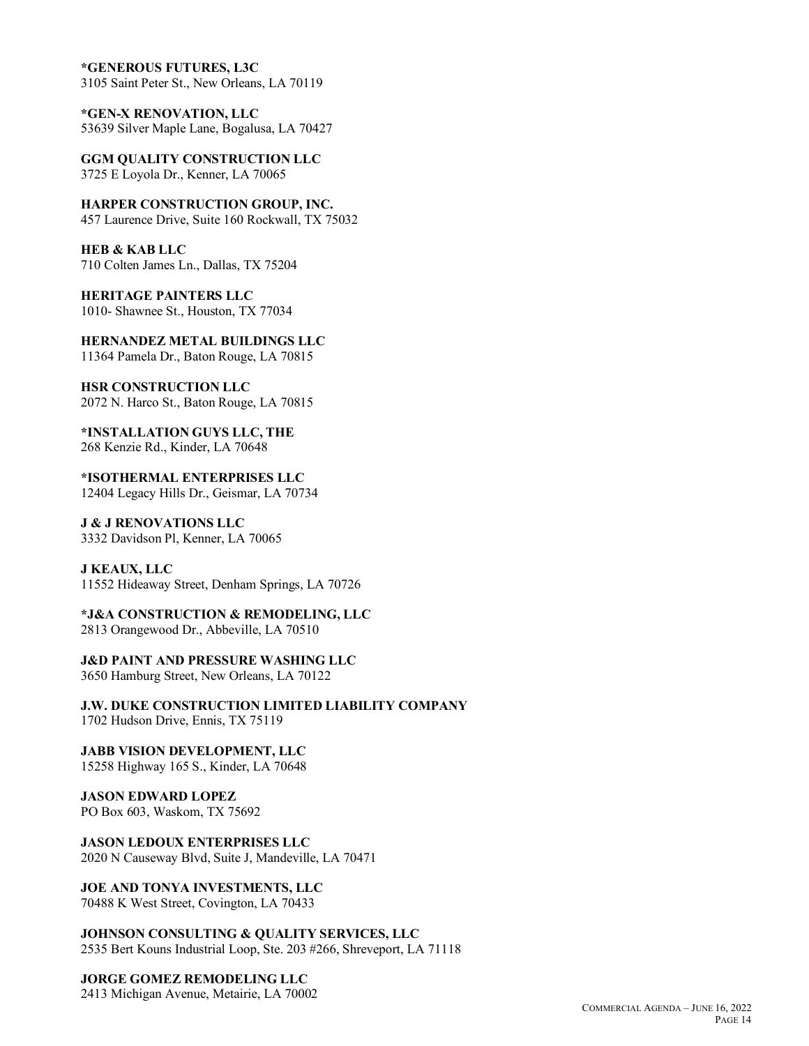**\*GENEROUS FUTURES, L3C**
3105 Saint Peter St., New Orleans, LA 70119

**\*GEN-X RENOVATION, LLC**
53639 Silver Maple Lane, Bogalusa, LA 70427

**GGM QUALITY CONSTRUCTION LLC**
3725 E Loyola Dr., Kenner, LA 70065

**HARPER CONSTRUCTION GROUP, INC.**
457 Laurence Drive, Suite 160 Rockwall, TX 75032

**HEB & KAB LLC**
710 Colten James Ln., Dallas, TX 75204

**HERITAGE PAINTERS LLC**
1010- Shawnee St., Houston, TX 77034

**HERNANDEZ METAL BUILDINGS LLC**
11364 Pamela Dr., Baton Rouge, LA 70815

**HSR CONSTRUCTION LLC**
2072 N. Harco St., Baton Rouge, LA 70815

**\*INSTALLATION GUYS LLC, THE**
268 Kenzie Rd., Kinder, LA 70648

**\*ISOTHERMAL ENTERPRISES LLC**
12404 Legacy Hills Dr., Geismar, LA 70734

**J & J RENOVATIONS LLC**
3332 Davidson Pl, Kenner, LA 70065

**J KEAUX, LLC**
11552 Hideaway Street, Denham Springs, LA 70726

**\*J&A CONSTRUCTION & REMODELING, LLC**
2813 Orangewood Dr., Abbeville, LA 70510

**J&D PAINT AND PRESSURE WASHING LLC**
3650 Hamburg Street, New Orleans, LA 70122

**J.W. DUKE CONSTRUCTION LIMITED LIABILITY COMPANY**
1702 Hudson Drive, Ennis, TX 75119

**JABB VISION DEVELOPMENT, LLC**
15258 Highway 165 S., Kinder, LA 70648

**JASON EDWARD LOPEZ**
PO Box 603, Waskom, TX 75692

**JASON LEDOUX ENTERPRISES LLC**
2020 N Causeway Blvd, Suite J, Mandeville, LA 70471

**JOE AND TONYA INVESTMENTS, LLC**
70488 K West Street, Covington, LA 70433

**JOHNSON CONSULTING & QUALITY SERVICES, LLC**
2535 Bert Kouns Industrial Loop, Ste. 203 #266, Shreveport, LA 71118

**JORGE GOMEZ REMODELING LLC**
2413 Michigan Avenue, Metairie, LA 70002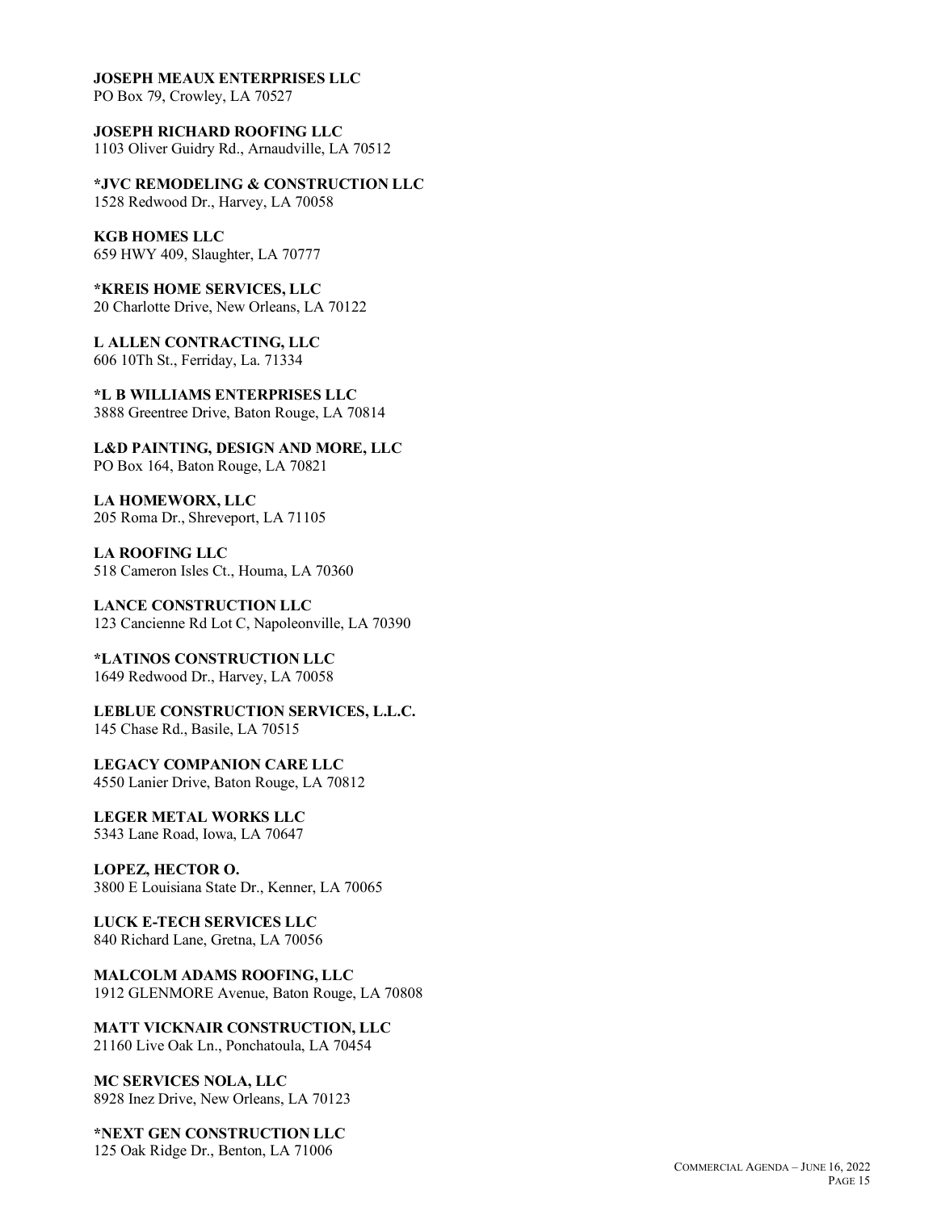**JOSEPH MEAUX ENTERPRISES LLC**
PO Box 79, Crowley, LA 70527

**JOSEPH RICHARD ROOFING LLC**
1103 Oliver Guidry Rd., Arnaudville, LA 70512

**\*JVC REMODELING & CONSTRUCTION LLC**
1528 Redwood Dr., Harvey, LA 70058

**KGB HOMES LLC**
659 HWY 409, Slaughter, LA 70777

**\*KREIS HOME SERVICES, LLC**
20 Charlotte Drive, New Orleans, LA 70122

**L ALLEN CONTRACTING, LLC**
606 10Th St., Ferriday, La. 71334

**\*L B WILLIAMS ENTERPRISES LLC**
3888 Greentree Drive, Baton Rouge, LA 70814

**L&D PAINTING, DESIGN AND MORE, LLC**
PO Box 164, Baton Rouge, LA 70821

**LA HOMEWORX, LLC**
205 Roma Dr., Shreveport, LA 71105

**LA ROOFING LLC**
518 Cameron Isles Ct., Houma, LA 70360

**LANCE CONSTRUCTION LLC**
123 Cancienne Rd Lot C, Napoleonville, LA 70390

**\*LATINOS CONSTRUCTION LLC**
1649 Redwood Dr., Harvey, LA 70058

**LEBLUE CONSTRUCTION SERVICES, L.L.C.**
145 Chase Rd., Basile, LA 70515

**LEGACY COMPANION CARE LLC**
4550 Lanier Drive, Baton Rouge, LA 70812

**LEGER METAL WORKS LLC**
5343 Lane Road, Iowa, LA 70647

**LOPEZ, HECTOR O.**
3800 E Louisiana State Dr., Kenner, LA 70065

**LUCK E-TECH SERVICES LLC**
840 Richard Lane, Gretna, LA 70056

**MALCOLM ADAMS ROOFING, LLC**
1912 GLENMORE Avenue, Baton Rouge, LA 70808

**MATT VICKNAIR CONSTRUCTION, LLC**
21160 Live Oak Ln., Ponchatoula, LA 70454

**MC SERVICES NOLA, LLC**
8928 Inez Drive, New Orleans, LA 70123

**\*NEXT GEN CONSTRUCTION LLC**
125 Oak Ridge Dr., Benton, LA 71006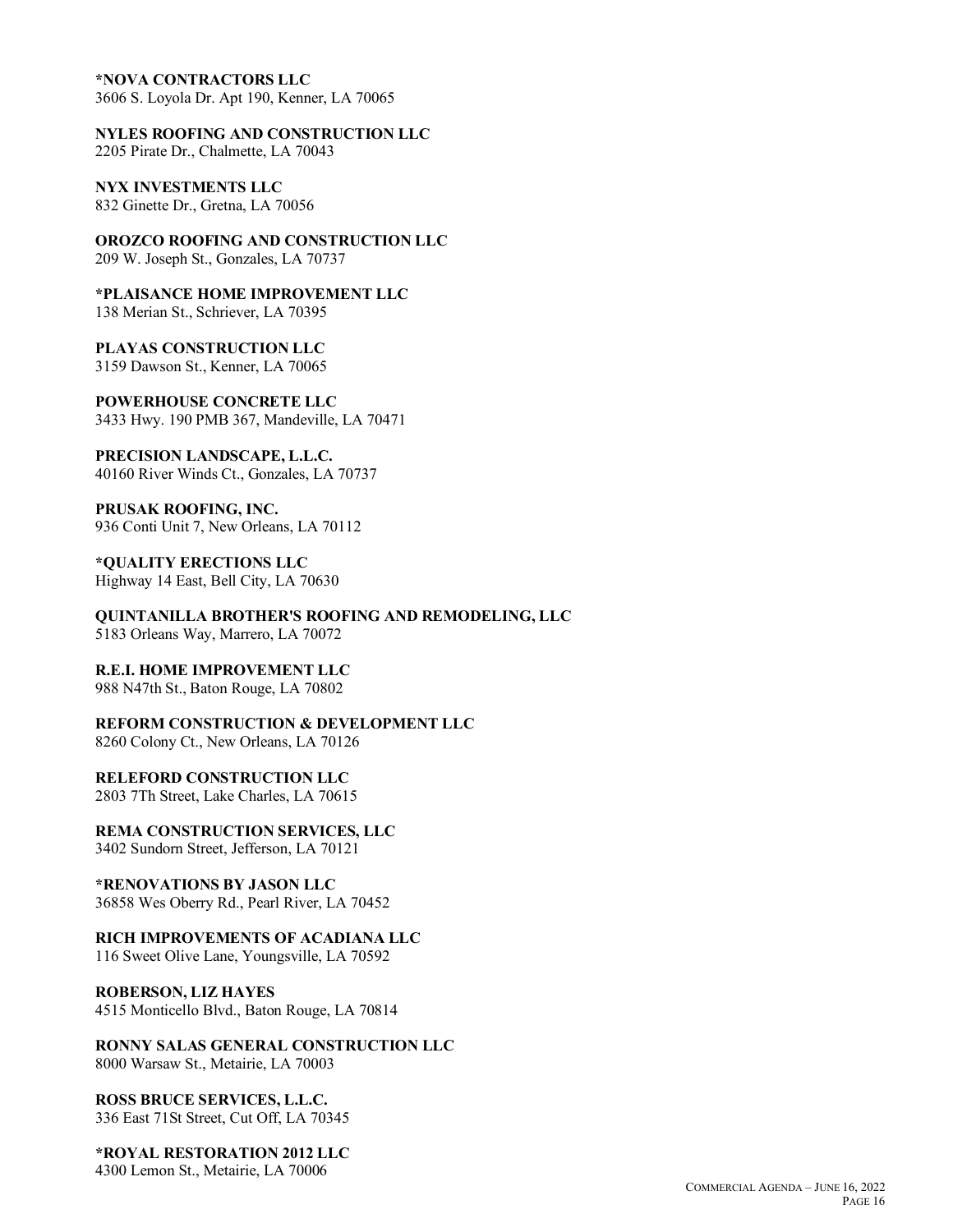**\*NOVA CONTRACTORS LLC**
3606 S. Loyola Dr. Apt 190, Kenner, LA 70065

**NYLES ROOFING AND CONSTRUCTION LLC**
2205 Pirate Dr., Chalmette, LA 70043

**NYX INVESTMENTS LLC**
832 Ginette Dr., Gretna, LA 70056

**OROZCO ROOFING AND CONSTRUCTION LLC**
209 W. Joseph St., Gonzales, LA 70737

**\*PLAISANCE HOME IMPROVEMENT LLC**
138 Merian St., Schriever, LA 70395

**PLAYAS CONSTRUCTION LLC**
3159 Dawson St., Kenner, LA 70065

**POWERHOUSE CONCRETE LLC**
3433 Hwy. 190 PMB 367, Mandeville, LA 70471

**PRECISION LANDSCAPE, L.L.C.**
40160 River Winds Ct., Gonzales, LA 70737

**PRUSAK ROOFING, INC.**
936 Conti Unit 7, New Orleans, LA 70112

**\*QUALITY ERECTIONS LLC**
Highway 14 East, Bell City, LA 70630

**QUINTANILLA BROTHER'S ROOFING AND REMODELING, LLC**
5183 Orleans Way, Marrero, LA 70072

**R.E.I. HOME IMPROVEMENT LLC**
988 N47th St., Baton Rouge, LA 70802

**REFORM CONSTRUCTION & DEVELOPMENT LLC**
8260 Colony Ct., New Orleans, LA 70126

**RELEFORD CONSTRUCTION LLC**
2803 7Th Street, Lake Charles, LA 70615

**REMA CONSTRUCTION SERVICES, LLC**
3402 Sundorn Street, Jefferson, LA 70121

**\*RENOVATIONS BY JASON LLC**
36858 Wes Oberry Rd., Pearl River, LA 70452

**RICH IMPROVEMENTS OF ACADIANA LLC**
116 Sweet Olive Lane, Youngsville, LA 70592

**ROBERSON, LIZ HAYES**
4515 Monticello Blvd., Baton Rouge, LA 70814

**RONNY SALAS GENERAL CONSTRUCTION LLC**
8000 Warsaw St., Metairie, LA 70003

**ROSS BRUCE SERVICES, L.L.C.**
336 East 71St Street, Cut Off, LA 70345

**\*ROYAL RESTORATION 2012 LLC**
4300 Lemon St., Metairie, LA 70006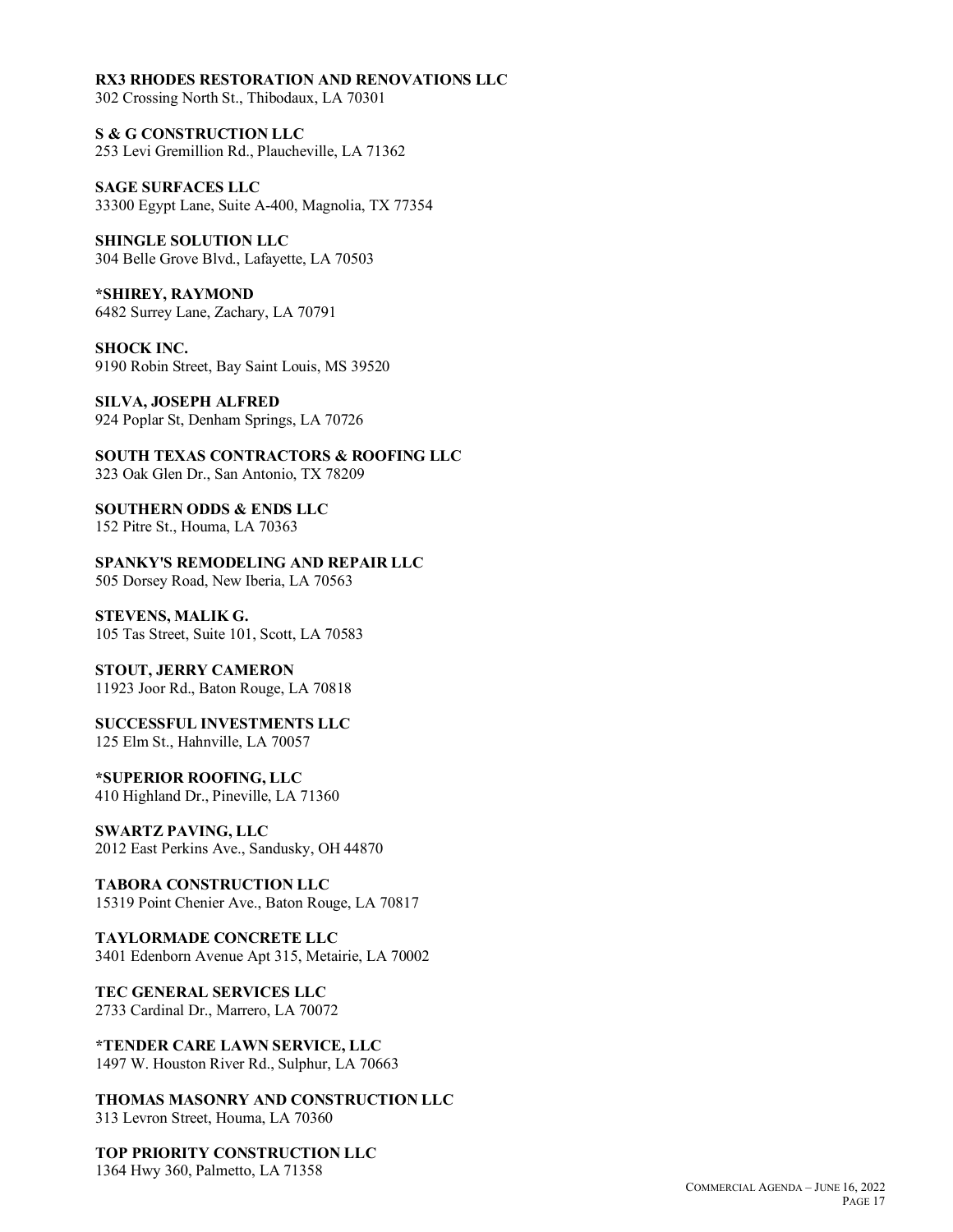**RX3 RHODES RESTORATION AND RENOVATIONS LLC**
302 Crossing North St., Thibodaux, LA 70301

**S & G CONSTRUCTION LLC**
253 Levi Gremillion Rd., Plaucheville, LA 71362

**SAGE SURFACES LLC**
33300 Egypt Lane, Suite A-400, Magnolia, TX 77354

**SHINGLE SOLUTION LLC**
304 Belle Grove Blvd., Lafayette, LA 70503

**\*SHIREY, RAYMOND**
6482 Surrey Lane, Zachary, LA 70791

**SHOCK INC.**
9190 Robin Street, Bay Saint Louis, MS 39520

**SILVA, JOSEPH ALFRED**
924 Poplar St, Denham Springs, LA 70726

**SOUTH TEXAS CONTRACTORS & ROOFING LLC**
323 Oak Glen Dr., San Antonio, TX 78209

**SOUTHERN ODDS & ENDS LLC**
152 Pitre St., Houma, LA 70363

**SPANKY'S REMODELING AND REPAIR LLC**
505 Dorsey Road, New Iberia, LA 70563

**STEVENS, MALIK G.**
105 Tas Street, Suite 101, Scott, LA 70583

**STOUT, JERRY CAMERON**
11923 Joor Rd., Baton Rouge, LA 70818

**SUCCESSFUL INVESTMENTS LLC**
125 Elm St., Hahnville, LA 70057

**\*SUPERIOR ROOFING, LLC**
410 Highland Dr., Pineville, LA 71360

**SWARTZ PAVING, LLC**
2012 East Perkins Ave., Sandusky, OH 44870

**TABORA CONSTRUCTION LLC**
15319 Point Chenier Ave., Baton Rouge, LA 70817

**TAYLORMADE CONCRETE LLC**
3401 Edenborn Avenue Apt 315, Metairie, LA 70002

**TEC GENERAL SERVICES LLC**
2733 Cardinal Dr., Marrero, LA 70072

**\*TENDER CARE LAWN SERVICE, LLC**
1497 W. Houston River Rd., Sulphur, LA 70663

**THOMAS MASONRY AND CONSTRUCTION LLC**
313 Levron Street, Houma, LA 70360

**TOP PRIORITY CONSTRUCTION LLC**
1364 Hwy 360, Palmetto, LA 71358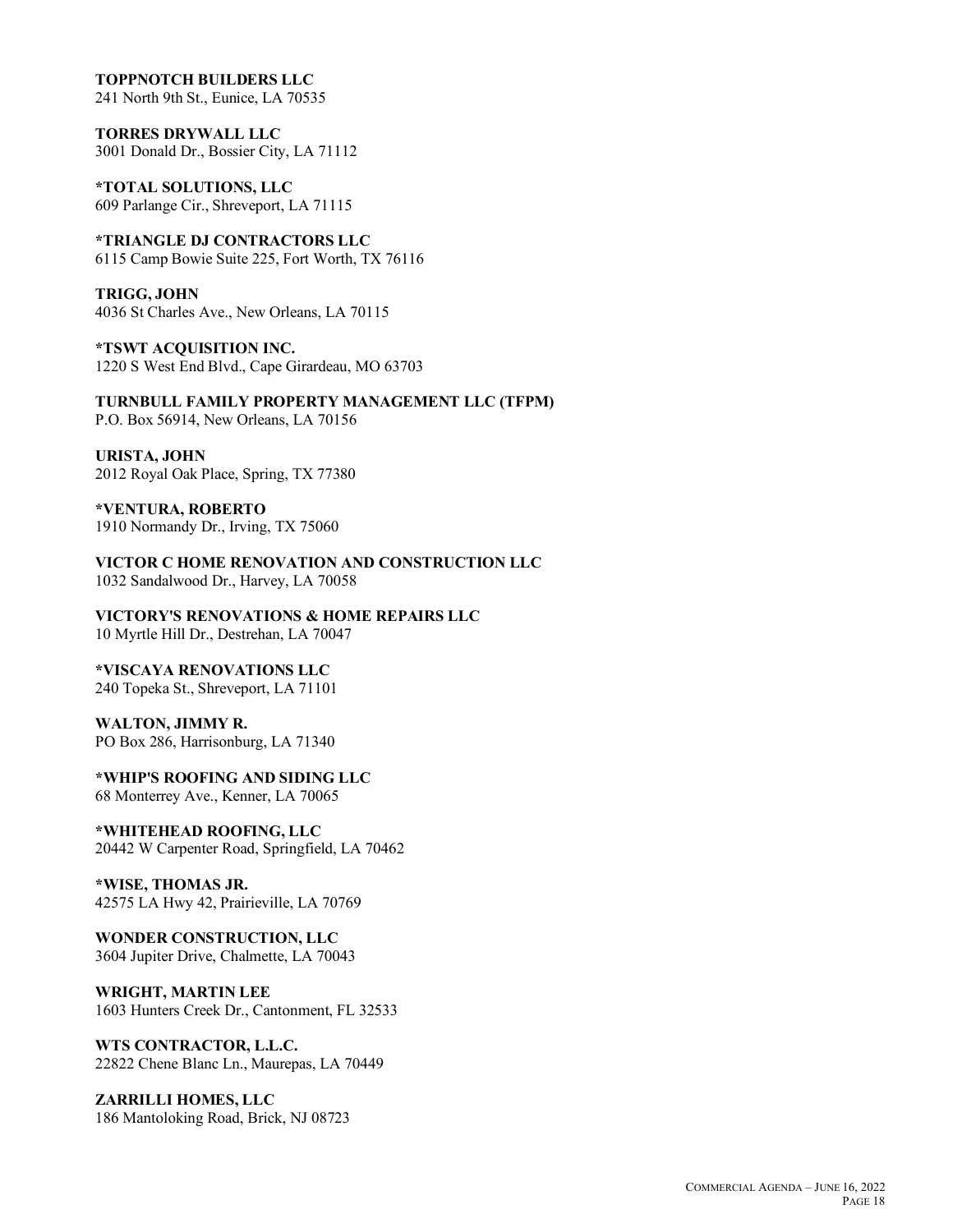**TOPPNOTCH BUILDERS LLC**
241 North 9th St., Eunice, LA 70535

**TORRES DRYWALL LLC**
3001 Donald Dr., Bossier City, LA 71112

**\*TOTAL SOLUTIONS, LLC**
609 Parlange Cir., Shreveport, LA 71115

**\*TRIANGLE DJ CONTRACTORS LLC**
6115 Camp Bowie Suite 225, Fort Worth, TX 76116

**TRIGG, JOHN**
4036 St Charles Ave., New Orleans, LA 70115

**\*TSWT ACQUISITION INC.**
1220 S West End Blvd., Cape Girardeau, MO 63703

**TURNBULL FAMILY PROPERTY MANAGEMENT LLC (TFPM)**
P.O. Box 56914, New Orleans, LA 70156

**URISTA, JOHN**
2012 Royal Oak Place, Spring, TX 77380

**\*VENTURA, ROBERTO**
1910 Normandy Dr., Irving, TX 75060

**VICTOR C HOME RENOVATION AND CONSTRUCTION LLC**
1032 Sandalwood Dr., Harvey, LA 70058

**VICTORY'S RENOVATIONS & HOME REPAIRS LLC**
10 Myrtle Hill Dr., Destrehan, LA 70047

**\*VISCAYA RENOVATIONS LLC**
240 Topeka St., Shreveport, LA 71101

**WALTON, JIMMY R.**
PO Box 286, Harrisonburg, LA 71340

**\*WHIP'S ROOFING AND SIDING LLC**
68 Monterrey Ave., Kenner, LA 70065

**\*WHITEHEAD ROOFING, LLC**
20442 W Carpenter Road, Springfield, LA 70462

**\*WISE, THOMAS JR.**
42575 LA Hwy 42, Prairieville, LA 70769

**WONDER CONSTRUCTION, LLC**
3604 Jupiter Drive, Chalmette, LA 70043

**WRIGHT, MARTIN LEE**
1603 Hunters Creek Dr., Cantonment, FL 32533

**WTS CONTRACTOR, L.L.C.**
22822 Chene Blanc Ln., Maurepas, LA 70449

**ZARRILLI HOMES, LLC**
186 Mantoloking Road, Brick, NJ 08723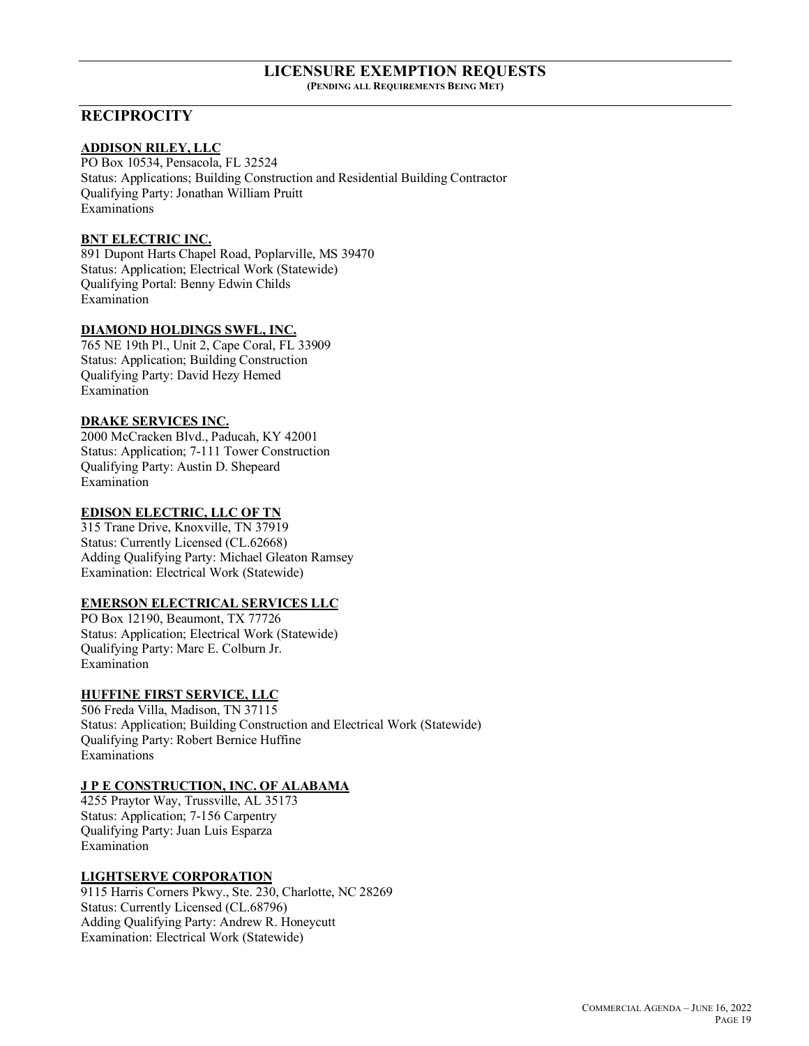## LICENSURE EXEMPTION REQUESTS

**(PENDING ALL REQUIREMENTS BEING MET)**

## RECIPROCITY

**ADDISON RILEY, LLC**
PO Box 10534, Pensacola, FL 32524
Status: Applications; Building Construction and Residential Building Contractor
Qualifying Party: Jonathan William Pruitt
Examinations

**BNT ELECTRIC INC.**
891 Dupont Harts Chapel Road, Poplarville, MS 39470
Status: Application; Electrical Work (Statewide)
Qualifying Portal: Benny Edwin Childs
Examination

**DIAMOND HOLDINGS SWFL, INC.**
765 NE 19th Pl., Unit 2, Cape Coral, FL 33909
Status: Application; Building Construction
Qualifying Party: David Hezy Hemed
Examination

**DRAKE SERVICES INC.**
2000 McCracken Blvd., Paducah, KY 42001
Status: Application; 7-111 Tower Construction
Qualifying Party: Austin D. Shepeard
Examination

**EDISON ELECTRIC, LLC OF TN**
315 Trane Drive, Knoxville, TN 37919
Status: Currently Licensed (CL.62668)
Adding Qualifying Party: Michael Gleaton Ramsey
Examination: Electrical Work (Statewide)

**EMERSON ELECTRICAL SERVICES LLC**
PO Box 12190, Beaumont, TX 77726
Status: Application; Electrical Work (Statewide)
Qualifying Party: Marc E. Colburn Jr.
Examination

**HUFFINE FIRST SERVICE, LLC**
506 Freda Villa, Madison, TN 37115
Status: Application; Building Construction and Electrical Work (Statewide)
Qualifying Party: Robert Bernice Huffine
Examinations

**J P E CONSTRUCTION, INC. OF ALABAMA**
4255 Praytor Way, Trussville, AL 35173
Status: Application; 7-156 Carpentry
Qualifying Party: Juan Luis Esparza
Examination

**LIGHTSERVE CORPORATION**
9115 Harris Corners Pkwy., Ste. 230, Charlotte, NC 28269
Status: Currently Licensed (CL.68796)
Adding Qualifying Party: Andrew R. Honeycutt
Examination: Electrical Work (Statewide)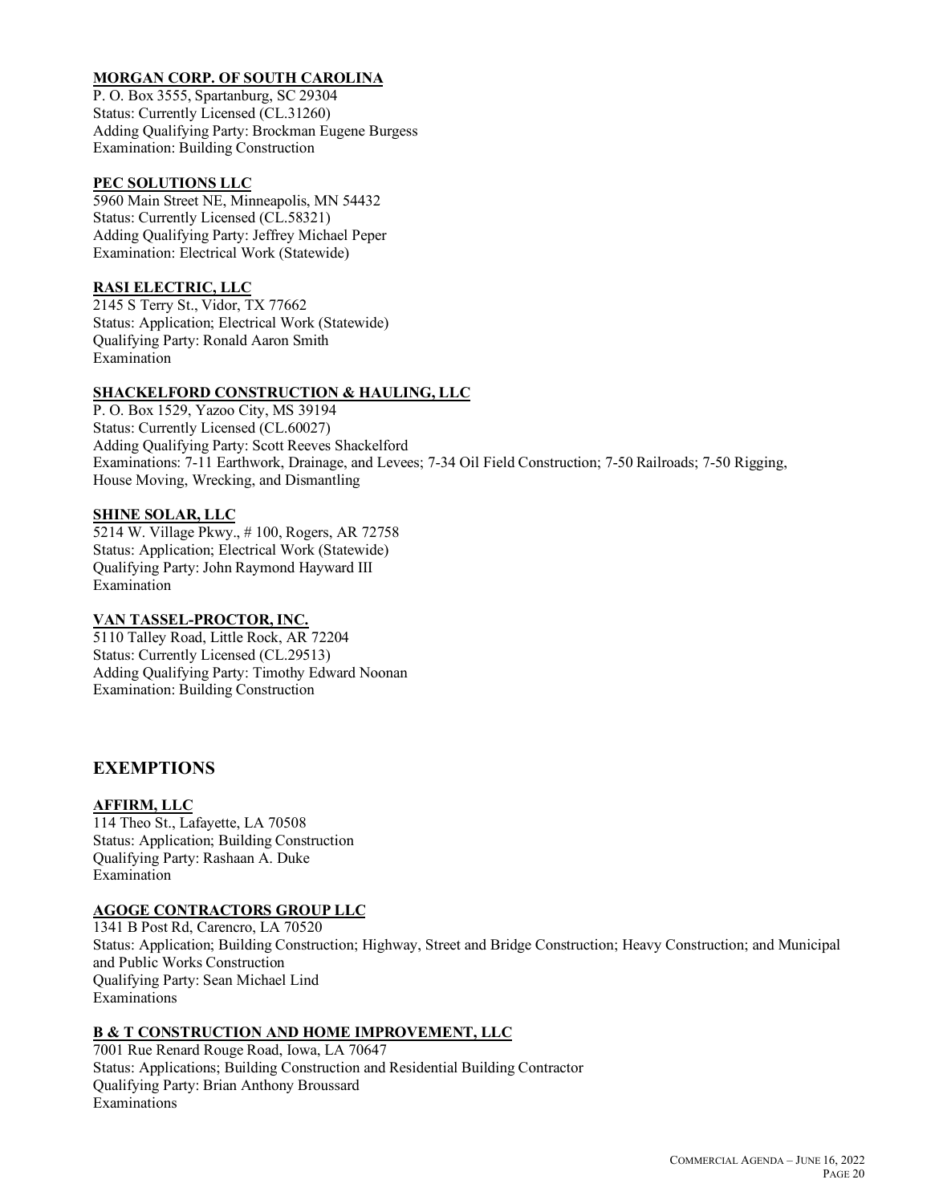**MORGAN CORP. OF SOUTH CAROLINA**
P. O. Box 3555, Spartanburg, SC 29304
Status: Currently Licensed (CL.31260)
Adding Qualifying Party: Brockman Eugene Burgess
Examination: Building Construction

**PEC SOLUTIONS LLC**
5960 Main Street NE, Minneapolis, MN 54432
Status: Currently Licensed (CL.58321)
Adding Qualifying Party: Jeffrey Michael Peper
Examination: Electrical Work (Statewide)

**RASI ELECTRIC, LLC**
2145 S Terry St., Vidor, TX 77662
Status: Application; Electrical Work (Statewide)
Qualifying Party: Ronald Aaron Smith
Examination

**SHACKELFORD CONSTRUCTION & HAULING, LLC**
P. O. Box 1529, Yazoo City, MS 39194
Status: Currently Licensed (CL.60027)
Adding Qualifying Party: Scott Reeves Shackelford
Examinations: 7-11 Earthwork, Drainage, and Levees; 7-34 Oil Field Construction; 7-50 Railroads; 7-50 Rigging, House Moving, Wrecking, and Dismantling

**SHINE SOLAR, LLC**
5214 W. Village Pkwy., # 100, Rogers, AR 72758
Status: Application; Electrical Work (Statewide)
Qualifying Party: John Raymond Hayward III
Examination

**VAN TASSEL-PROCTOR, INC.**
5110 Talley Road, Little Rock, AR 72204
Status: Currently Licensed (CL.29513)
Adding Qualifying Party: Timothy Edward Noonan
Examination: Building Construction

## EXEMPTIONS

**AFFIRM, LLC**
114 Theo St., Lafayette, LA 70508
Status: Application; Building Construction
Qualifying Party: Rashaan A. Duke
Examination

**AGOGE CONTRACTORS GROUP LLC**
1341 B Post Rd, Carencro, LA 70520
Status: Application; Building Construction; Highway, Street and Bridge Construction; Heavy Construction; and Municipal and Public Works Construction
Qualifying Party: Sean Michael Lind
Examinations

**B & T CONSTRUCTION AND HOME IMPROVEMENT, LLC**
7001 Rue Renard Rouge Road, Iowa, LA 70647
Status: Applications; Building Construction and Residential Building Contractor
Qualifying Party: Brian Anthony Broussard
Examinations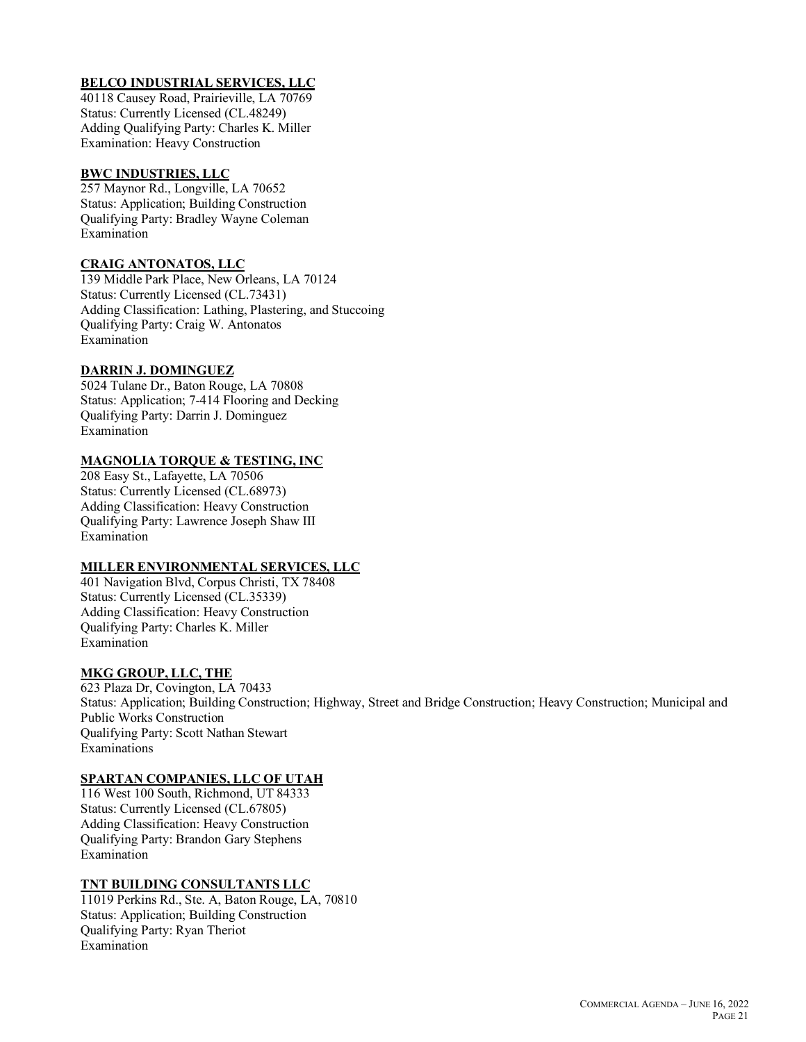**BELCO INDUSTRIAL SERVICES, LLC**
40118 Causey Road, Prairieville, LA 70769
Status: Currently Licensed (CL.48249)
Adding Qualifying Party: Charles K. Miller
Examination: Heavy Construction

**BWC INDUSTRIES, LLC**
257 Maynor Rd., Longville, LA 70652
Status: Application; Building Construction
Qualifying Party: Bradley Wayne Coleman
Examination

**CRAIG ANTONATOS, LLC**
139 Middle Park Place, New Orleans, LA 70124
Status: Currently Licensed (CL.73431)
Adding Classification: Lathing, Plastering, and Stuccoing
Qualifying Party: Craig W. Antonatos
Examination

**DARRIN J. DOMINGUEZ**
5024 Tulane Dr., Baton Rouge, LA 70808
Status: Application; 7-414 Flooring and Decking
Qualifying Party: Darrin J. Dominguez
Examination

**MAGNOLIA TORQUE & TESTING, INC**
208 Easy St., Lafayette, LA 70506
Status: Currently Licensed (CL.68973)
Adding Classification: Heavy Construction
Qualifying Party: Lawrence Joseph Shaw III
Examination

**MILLER ENVIRONMENTAL SERVICES, LLC**
401 Navigation Blvd, Corpus Christi, TX 78408
Status: Currently Licensed (CL.35339)
Adding Classification: Heavy Construction
Qualifying Party: Charles K. Miller
Examination

**MKG GROUP, LLC, THE**
623 Plaza Dr, Covington, LA 70433
Status: Application; Building Construction; Highway, Street and Bridge Construction; Heavy Construction; Municipal and Public Works Construction
Qualifying Party: Scott Nathan Stewart
Examinations

**SPARTAN COMPANIES, LLC OF UTAH**
116 West 100 South, Richmond, UT 84333
Status: Currently Licensed (CL.67805)
Adding Classification: Heavy Construction
Qualifying Party: Brandon Gary Stephens
Examination

**TNT BUILDING CONSULTANTS LLC**
11019 Perkins Rd., Ste. A, Baton Rouge, LA, 70810
Status: Application; Building Construction
Qualifying Party: Ryan Theriot
Examination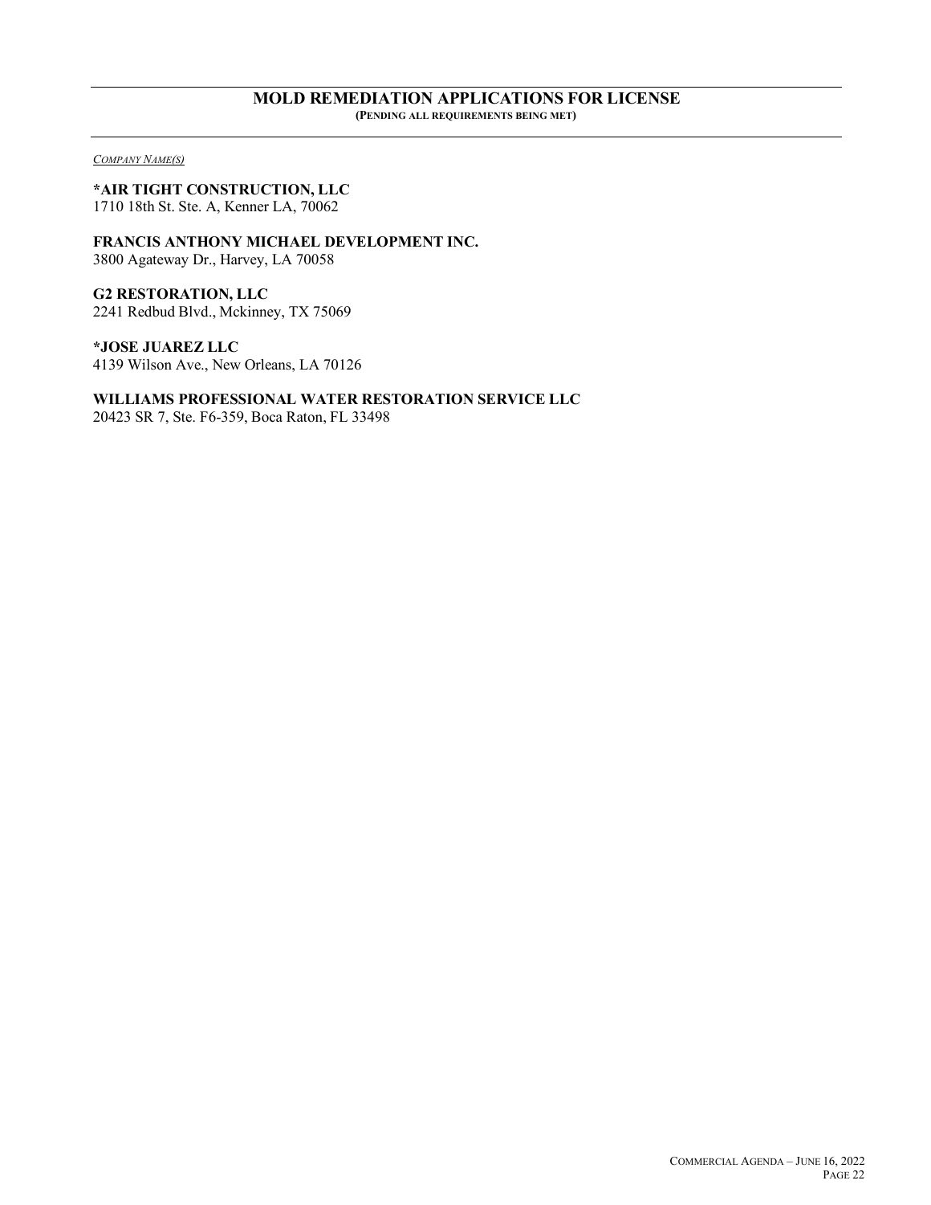## MOLD REMEDIATION APPLICATIONS FOR LICENSE

**(PENDING ALL REQUIREMENTS BEING MET)**

*COMPANY NAME(S)*

**\*AIR TIGHT CONSTRUCTION, LLC**
1710 18th St. Ste. A, Kenner LA, 70062

**FRANCIS ANTHONY MICHAEL DEVELOPMENT INC.**
3800 Agateway Dr., Harvey, LA 70058

**G2 RESTORATION, LLC**
2241 Redbud Blvd., Mckinney, TX 75069

**\*JOSE JUAREZ LLC**
4139 Wilson Ave., New Orleans, LA 70126

**WILLIAMS PROFESSIONAL WATER RESTORATION SERVICE LLC**
20423 SR 7, Ste. F6-359, Boca Raton, FL 33498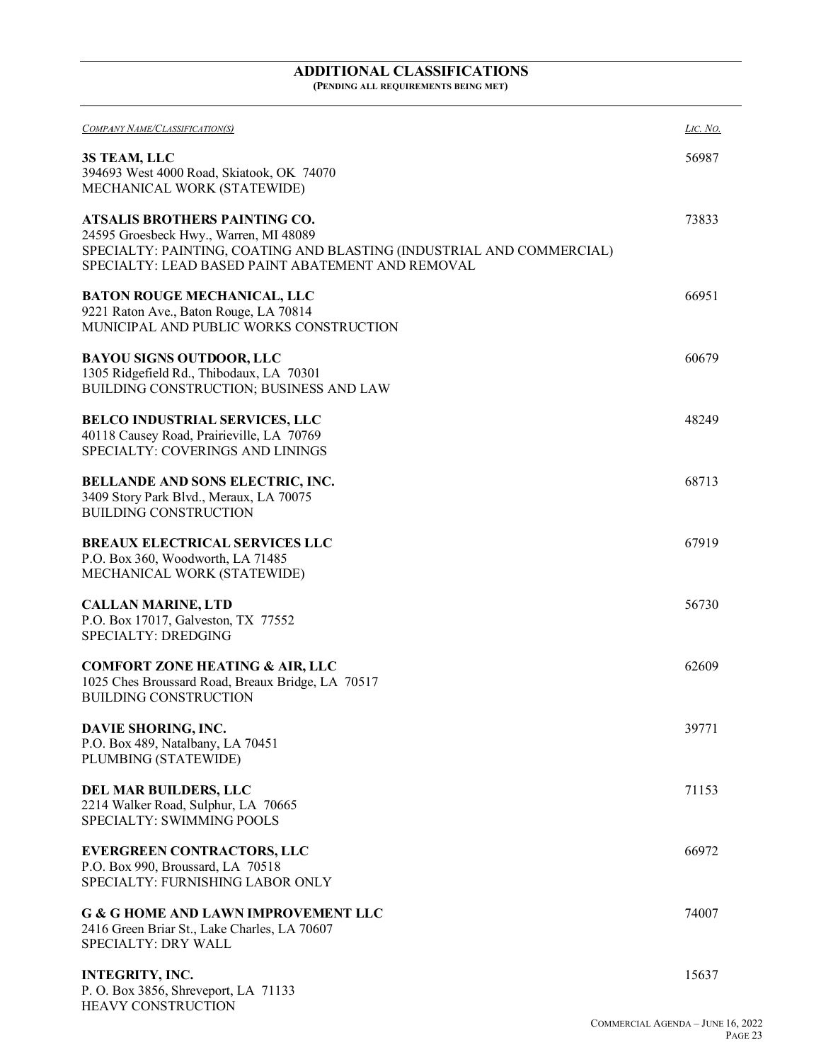## ADDITIONAL CLASSIFICATIONS

**(PENDING ALL REQUIREMENTS BEING MET)**

| *COMPANY NAME/CLASSIFICATION(S)* | *LIC. NO.* |
|---|---|
| **3S TEAM, LLC**<br>394693 West 4000 Road, Skiatook, OK 74070<br>MECHANICAL WORK (STATEWIDE) | 56987 |
| **ATSALIS BROTHERS PAINTING CO.**<br>24595 Groesbeck Hwy., Warren, MI 48089<br>SPECIALTY: PAINTING, COATING AND BLASTING (INDUSTRIAL AND COMMERCIAL)<br>SPECIALTY: LEAD BASED PAINT ABATEMENT AND REMOVAL | 73833 |
| **BATON ROUGE MECHANICAL, LLC**<br>9221 Raton Ave., Baton Rouge, LA 70814<br>MUNICIPAL AND PUBLIC WORKS CONSTRUCTION | 66951 |
| **BAYOU SIGNS OUTDOOR, LLC**<br>1305 Ridgefield Rd., Thibodaux, LA 70301<br>BUILDING CONSTRUCTION; BUSINESS AND LAW | 60679 |
| **BELCO INDUSTRIAL SERVICES, LLC**<br>40118 Causey Road, Prairieville, LA 70769<br>SPECIALTY: COVERINGS AND LININGS | 48249 |
| **BELLANDE AND SONS ELECTRIC, INC.**<br>3409 Story Park Blvd., Meraux, LA 70075<br>BUILDING CONSTRUCTION | 68713 |
| **BREAUX ELECTRICAL SERVICES LLC**<br>P.O. Box 360, Woodworth, LA 71485<br>MECHANICAL WORK (STATEWIDE) | 67919 |
| **CALLAN MARINE, LTD**<br>P.O. Box 17017, Galveston, TX 77552<br>SPECIALTY: DREDGING | 56730 |
| **COMFORT ZONE HEATING & AIR, LLC**<br>1025 Ches Broussard Road, Breaux Bridge, LA 70517<br>BUILDING CONSTRUCTION | 62609 |
| **DAVIE SHORING, INC.**<br>P.O. Box 489, Natalbany, LA 70451<br>PLUMBING (STATEWIDE) | 39771 |
| **DEL MAR BUILDERS, LLC**<br>2214 Walker Road, Sulphur, LA 70665<br>SPECIALTY: SWIMMING POOLS | 71153 |
| **EVERGREEN CONTRACTORS, LLC**<br>P.O. Box 990, Broussard, LA 70518<br>SPECIALTY: FURNISHING LABOR ONLY | 66972 |
| **G & G HOME AND LAWN IMPROVEMENT LLC**<br>2416 Green Briar St., Lake Charles, LA 70607<br>SPECIALTY: DRY WALL | 74007 |
| **INTEGRITY, INC.**<br>P. O. Box 3856, Shreveport, LA 71133<br>HEAVY CONSTRUCTION | 15637 |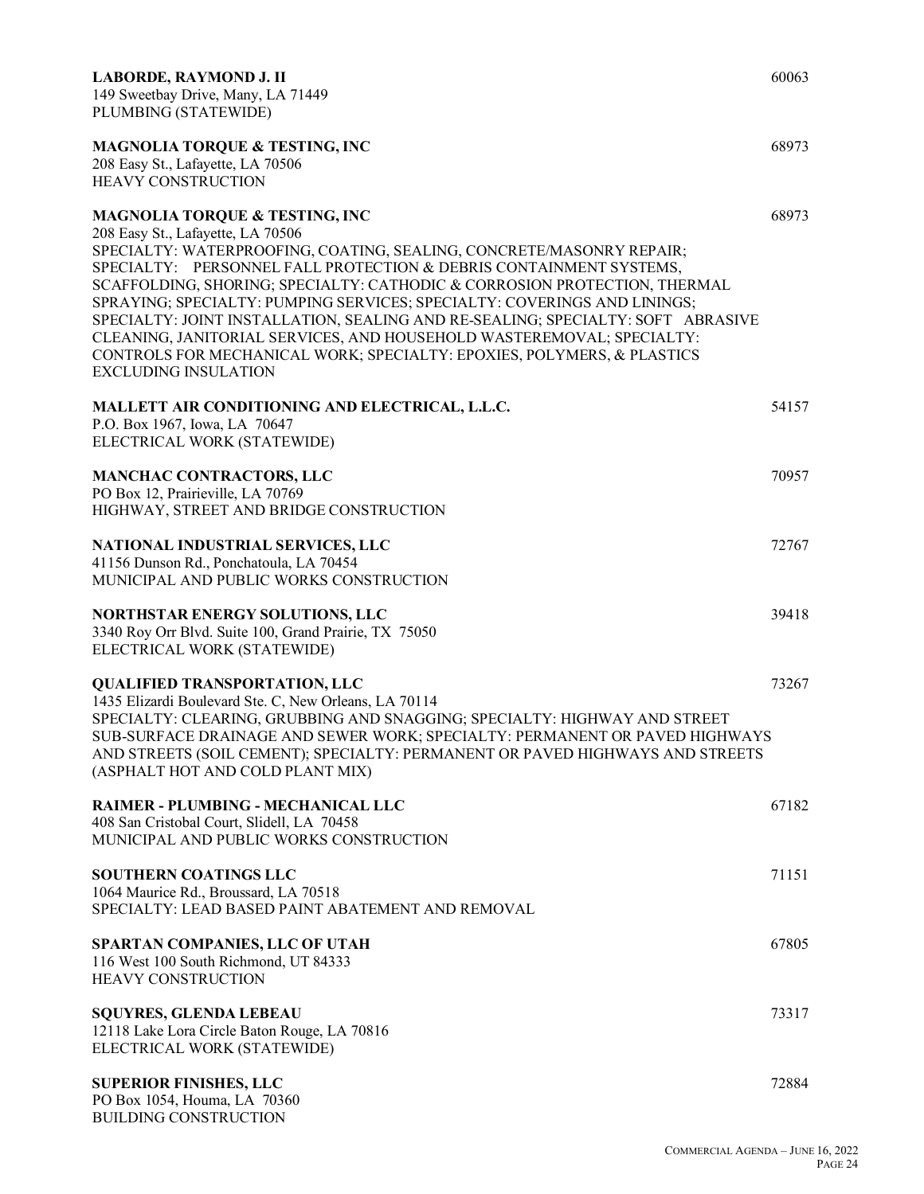**LABORDE, RAYMOND J. II** 60063
149 Sweetbay Drive, Many, LA 71449
PLUMBING (STATEWIDE)

**MAGNOLIA TORQUE & TESTING, INC** 68973
208 Easy St., Lafayette, LA 70506
HEAVY CONSTRUCTION

**MAGNOLIA TORQUE & TESTING, INC** 68973
208 Easy St., Lafayette, LA 70506
SPECIALTY: WATERPROOFING, COATING, SEALING, CONCRETE/MASONRY REPAIR; SPECIALTY: PERSONNEL FALL PROTECTION & DEBRIS CONTAINMENT SYSTEMS, SCAFFOLDING, SHORING; SPECIALTY: CATHODIC & CORROSION PROTECTION, THERMAL SPRAYING; SPECIALTY: PUMPING SERVICES; SPECIALTY: COVERINGS AND LININGS; SPECIALTY: JOINT INSTALLATION, SEALING AND RE-SEALING; SPECIALTY: SOFT ABRASIVE CLEANING, JANITORIAL SERVICES, AND HOUSEHOLD WASTEREMOVAL; SPECIALTY: CONTROLS FOR MECHANICAL WORK; SPECIALTY: EPOXIES, POLYMERS, & PLASTICS EXCLUDING INSULATION

**MALLETT AIR CONDITIONING AND ELECTRICAL, L.L.C.** 54157
P.O. Box 1967, Iowa, LA 70647
ELECTRICAL WORK (STATEWIDE)

**MANCHAC CONTRACTORS, LLC** 70957
PO Box 12, Prairieville, LA 70769
HIGHWAY, STREET AND BRIDGE CONSTRUCTION

**NATIONAL INDUSTRIAL SERVICES, LLC** 72767
41156 Dunson Rd., Ponchatoula, LA 70454
MUNICIPAL AND PUBLIC WORKS CONSTRUCTION

**NORTHSTAR ENERGY SOLUTIONS, LLC** 39418
3340 Roy Orr Blvd. Suite 100, Grand Prairie, TX 75050
ELECTRICAL WORK (STATEWIDE)

**QUALIFIED TRANSPORTATION, LLC** 73267
1435 Elizardi Boulevard Ste. C, New Orleans, LA 70114
SPECIALTY: CLEARING, GRUBBING AND SNAGGING; SPECIALTY: HIGHWAY AND STREET SUB-SURFACE DRAINAGE AND SEWER WORK; SPECIALTY: PERMANENT OR PAVED HIGHWAYS AND STREETS (SOIL CEMENT); SPECIALTY: PERMANENT OR PAVED HIGHWAYS AND STREETS (ASPHALT HOT AND COLD PLANT MIX)

**RAIMER - PLUMBING - MECHANICAL LLC** 67182
408 San Cristobal Court, Slidell, LA 70458
MUNICIPAL AND PUBLIC WORKS CONSTRUCTION

**SOUTHERN COATINGS LLC** 71151
1064 Maurice Rd., Broussard, LA 70518
SPECIALTY: LEAD BASED PAINT ABATEMENT AND REMOVAL

**SPARTAN COMPANIES, LLC OF UTAH** 67805
116 West 100 South Richmond, UT 84333
HEAVY CONSTRUCTION

**SQUYRES, GLENDA LEBEAU** 73317
12118 Lake Lora Circle Baton Rouge, LA 70816
ELECTRICAL WORK (STATEWIDE)

**SUPERIOR FINISHES, LLC** 72884
PO Box 1054, Houma, LA 70360
BUILDING CONSTRUCTION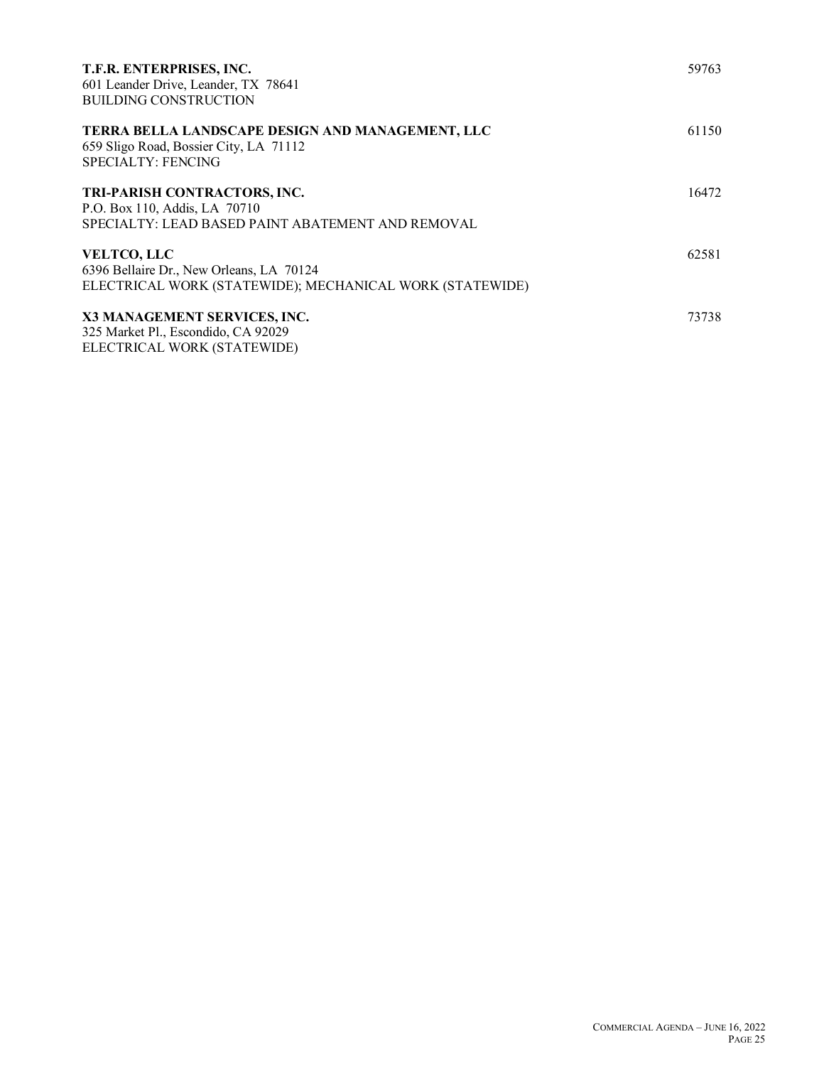**T.F.R. ENTERPRISES, INC.** 59763
601 Leander Drive, Leander, TX 78641
BUILDING CONSTRUCTION

**TERRA BELLA LANDSCAPE DESIGN AND MANAGEMENT, LLC** 61150
659 Sligo Road, Bossier City, LA 71112
SPECIALTY: FENCING

**TRI-PARISH CONTRACTORS, INC.** 16472
P.O. Box 110, Addis, LA 70710
SPECIALTY: LEAD BASED PAINT ABATEMENT AND REMOVAL

**VELTCO, LLC** 62581
6396 Bellaire Dr., New Orleans, LA 70124
ELECTRICAL WORK (STATEWIDE); MECHANICAL WORK (STATEWIDE)

**X3 MANAGEMENT SERVICES, INC.** 73738
325 Market Pl., Escondido, CA 92029
ELECTRICAL WORK (STATEWIDE)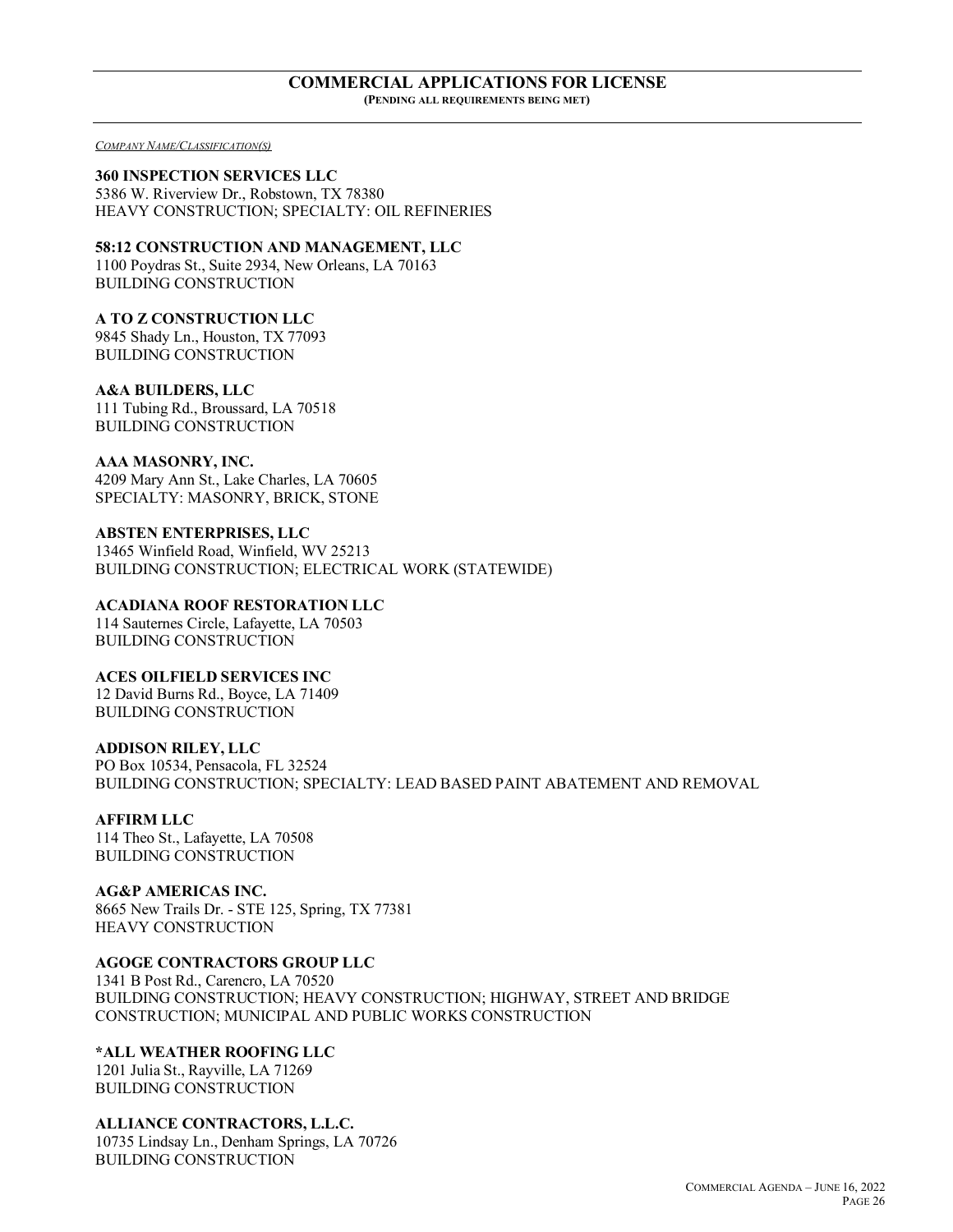## COMMERCIAL APPLICATIONS FOR LICENSE

**(PENDING ALL REQUIREMENTS BEING MET)**

*COMPANY NAME/CLASSIFICATION(S)*

**360 INSPECTION SERVICES LLC**
5386 W. Riverview Dr., Robstown, TX 78380
HEAVY CONSTRUCTION; SPECIALTY: OIL REFINERIES

**58:12 CONSTRUCTION AND MANAGEMENT, LLC**
1100 Poydras St., Suite 2934, New Orleans, LA 70163
BUILDING CONSTRUCTION

**A TO Z CONSTRUCTION LLC**
9845 Shady Ln., Houston, TX 77093
BUILDING CONSTRUCTION

**A&A BUILDERS, LLC**
111 Tubing Rd., Broussard, LA 70518
BUILDING CONSTRUCTION

**AAA MASONRY, INC.**
4209 Mary Ann St., Lake Charles, LA 70605
SPECIALTY: MASONRY, BRICK, STONE

**ABSTEN ENTERPRISES, LLC**
13465 Winfield Road, Winfield, WV 25213
BUILDING CONSTRUCTION; ELECTRICAL WORK (STATEWIDE)

**ACADIANA ROOF RESTORATION LLC**
114 Sauternes Circle, Lafayette, LA 70503
BUILDING CONSTRUCTION

**ACES OILFIELD SERVICES INC**
12 David Burns Rd., Boyce, LA 71409
BUILDING CONSTRUCTION

**ADDISON RILEY, LLC**
PO Box 10534, Pensacola, FL 32524
BUILDING CONSTRUCTION; SPECIALTY: LEAD BASED PAINT ABATEMENT AND REMOVAL

**AFFIRM LLC**
114 Theo St., Lafayette, LA 70508
BUILDING CONSTRUCTION

**AG&P AMERICAS INC.**
8665 New Trails Dr. - STE 125, Spring, TX 77381
HEAVY CONSTRUCTION

**AGOGE CONTRACTORS GROUP LLC**
1341 B Post Rd., Carencro, LA 70520
BUILDING CONSTRUCTION; HEAVY CONSTRUCTION; HIGHWAY, STREET AND BRIDGE CONSTRUCTION; MUNICIPAL AND PUBLIC WORKS CONSTRUCTION

**\*ALL WEATHER ROOFING LLC**
1201 Julia St., Rayville, LA 71269
BUILDING CONSTRUCTION

**ALLIANCE CONTRACTORS, L.L.C.**
10735 Lindsay Ln., Denham Springs, LA 70726
BUILDING CONSTRUCTION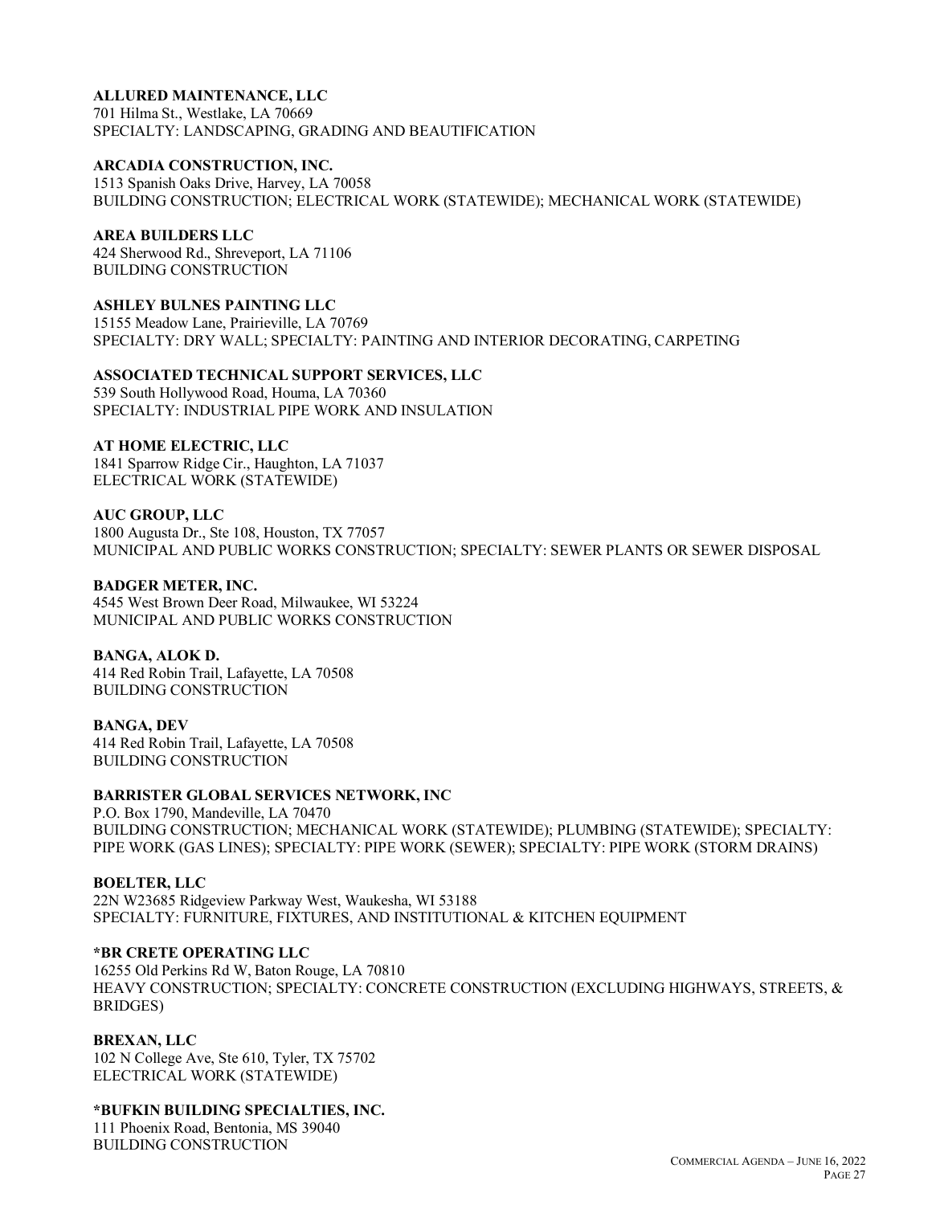**ALLURED MAINTENANCE, LLC**
701 Hilma St., Westlake, LA 70669
SPECIALTY: LANDSCAPING, GRADING AND BEAUTIFICATION

**ARCADIA CONSTRUCTION, INC.**
1513 Spanish Oaks Drive, Harvey, LA 70058
BUILDING CONSTRUCTION; ELECTRICAL WORK (STATEWIDE); MECHANICAL WORK (STATEWIDE)

**AREA BUILDERS LLC**
424 Sherwood Rd., Shreveport, LA 71106
BUILDING CONSTRUCTION

**ASHLEY BULNES PAINTING LLC**
15155 Meadow Lane, Prairieville, LA 70769
SPECIALTY: DRY WALL; SPECIALTY: PAINTING AND INTERIOR DECORATING, CARPETING

**ASSOCIATED TECHNICAL SUPPORT SERVICES, LLC**
539 South Hollywood Road, Houma, LA 70360
SPECIALTY: INDUSTRIAL PIPE WORK AND INSULATION

**AT HOME ELECTRIC, LLC**
1841 Sparrow Ridge Cir., Haughton, LA 71037
ELECTRICAL WORK (STATEWIDE)

**AUC GROUP, LLC**
1800 Augusta Dr., Ste 108, Houston, TX 77057
MUNICIPAL AND PUBLIC WORKS CONSTRUCTION; SPECIALTY: SEWER PLANTS OR SEWER DISPOSAL

**BADGER METER, INC.**
4545 West Brown Deer Road, Milwaukee, WI 53224
MUNICIPAL AND PUBLIC WORKS CONSTRUCTION

**BANGA, ALOK D.**
414 Red Robin Trail, Lafayette, LA 70508
BUILDING CONSTRUCTION

**BANGA, DEV**
414 Red Robin Trail, Lafayette, LA 70508
BUILDING CONSTRUCTION

**BARRISTER GLOBAL SERVICES NETWORK, INC**
P.O. Box 1790, Mandeville, LA 70470
BUILDING CONSTRUCTION; MECHANICAL WORK (STATEWIDE); PLUMBING (STATEWIDE); SPECIALTY: PIPE WORK (GAS LINES); SPECIALTY: PIPE WORK (SEWER); SPECIALTY: PIPE WORK (STORM DRAINS)

**BOELTER, LLC**
22N W23685 Ridgeview Parkway West, Waukesha, WI 53188
SPECIALTY: FURNITURE, FIXTURES, AND INSTITUTIONAL & KITCHEN EQUIPMENT

**\*BR CRETE OPERATING LLC**
16255 Old Perkins Rd W, Baton Rouge, LA 70810
HEAVY CONSTRUCTION; SPECIALTY: CONCRETE CONSTRUCTION (EXCLUDING HIGHWAYS, STREETS, & BRIDGES)

**BREXAN, LLC**
102 N College Ave, Ste 610, Tyler, TX 75702
ELECTRICAL WORK (STATEWIDE)

**\*BUFKIN BUILDING SPECIALTIES, INC.**
111 Phoenix Road, Bentonia, MS 39040
BUILDING CONSTRUCTION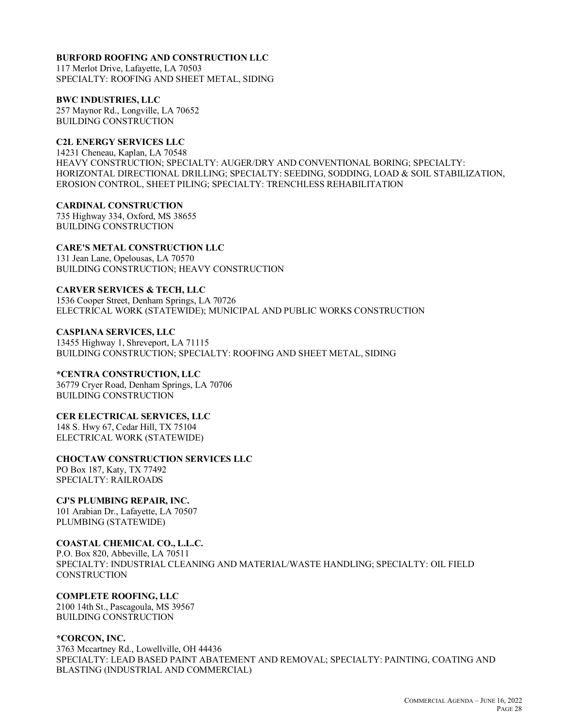**BURFORD ROOFING AND CONSTRUCTION LLC**
117 Merlot Drive, Lafayette, LA 70503
SPECIALTY: ROOFING AND SHEET METAL, SIDING

**BWC INDUSTRIES, LLC**
257 Maynor Rd., Longville, LA 70652
BUILDING CONSTRUCTION

**C2L ENERGY SERVICES LLC**
14231 Cheneau, Kaplan, LA 70548
HEAVY CONSTRUCTION; SPECIALTY: AUGER/DRY AND CONVENTIONAL BORING; SPECIALTY: HORIZONTAL DIRECTIONAL DRILLING; SPECIALTY: SEEDING, SODDING, LOAD & SOIL STABILIZATION, EROSION CONTROL, SHEET PILING; SPECIALTY: TRENCHLESS REHABILITATION

**CARDINAL CONSTRUCTION**
735 Highway 334, Oxford, MS 38655
BUILDING CONSTRUCTION

**CARE'S METAL CONSTRUCTION LLC**
131 Jean Lane, Opelousas, LA 70570
BUILDING CONSTRUCTION; HEAVY CONSTRUCTION

**CARVER SERVICES & TECH, LLC**
1536 Cooper Street, Denham Springs, LA 70726
ELECTRICAL WORK (STATEWIDE); MUNICIPAL AND PUBLIC WORKS CONSTRUCTION

**CASPIANA SERVICES, LLC**
13455 Highway 1, Shreveport, LA 71115
BUILDING CONSTRUCTION; SPECIALTY: ROOFING AND SHEET METAL, SIDING

**\*CENTRA CONSTRUCTION, LLC**
36779 Cryer Road, Denham Springs, LA 70706
BUILDING CONSTRUCTION

**CER ELECTRICAL SERVICES, LLC**
148 S. Hwy 67, Cedar Hill, TX 75104
ELECTRICAL WORK (STATEWIDE)

**CHOCTAW CONSTRUCTION SERVICES LLC**
PO Box 187, Katy, TX 77492
SPECIALTY: RAILROADS

**CJ'S PLUMBING REPAIR, INC.**
101 Arabian Dr., Lafayette, LA 70507
PLUMBING (STATEWIDE)

**COASTAL CHEMICAL CO., L.L.C.**
P.O. Box 820, Abbeville, LA 70511
SPECIALTY: INDUSTRIAL CLEANING AND MATERIAL/WASTE HANDLING; SPECIALTY: OIL FIELD CONSTRUCTION

**COMPLETE ROOFING, LLC**
2100 14th St., Pascagoula, MS 39567
BUILDING CONSTRUCTION

**\*CORCON, INC.**
3763 Mccartney Rd., Lowellville, OH 44436
SPECIALTY: LEAD BASED PAINT ABATEMENT AND REMOVAL; SPECIALTY: PAINTING, COATING AND BLASTING (INDUSTRIAL AND COMMERCIAL)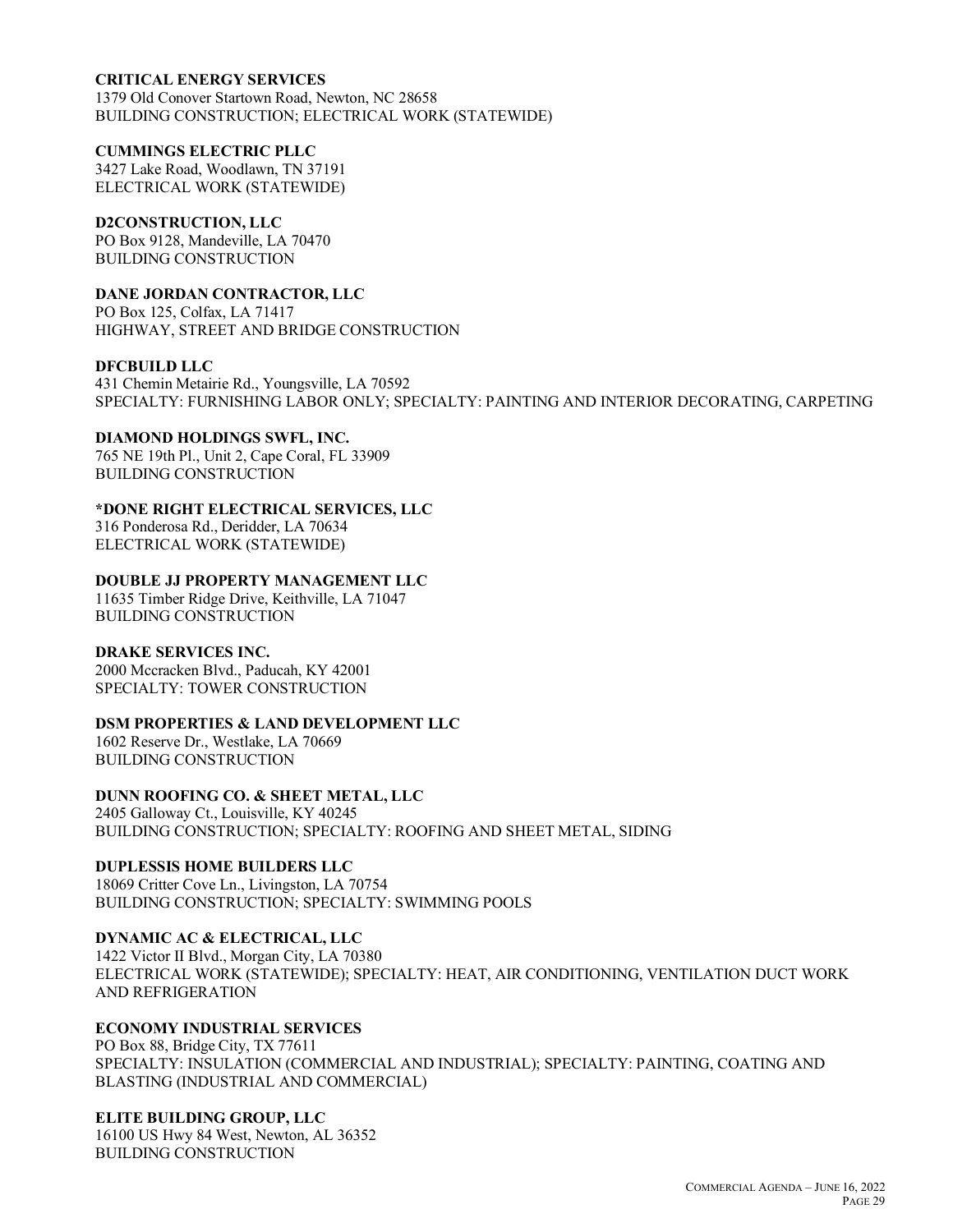**CRITICAL ENERGY SERVICES**
1379 Old Conover Startown Road, Newton, NC 28658
BUILDING CONSTRUCTION; ELECTRICAL WORK (STATEWIDE)

**CUMMINGS ELECTRIC PLLC**
3427 Lake Road, Woodlawn, TN 37191
ELECTRICAL WORK (STATEWIDE)

**D2CONSTRUCTION, LLC**
PO Box 9128, Mandeville, LA 70470
BUILDING CONSTRUCTION

**DANE JORDAN CONTRACTOR, LLC**
PO Box 125, Colfax, LA 71417
HIGHWAY, STREET AND BRIDGE CONSTRUCTION

**DFCBUILD LLC**
431 Chemin Metairie Rd., Youngsville, LA 70592
SPECIALTY: FURNISHING LABOR ONLY; SPECIALTY: PAINTING AND INTERIOR DECORATING, CARPETING

**DIAMOND HOLDINGS SWFL, INC.**
765 NE 19th Pl., Unit 2, Cape Coral, FL 33909
BUILDING CONSTRUCTION

**\*DONE RIGHT ELECTRICAL SERVICES, LLC**
316 Ponderosa Rd., Deridder, LA 70634
ELECTRICAL WORK (STATEWIDE)

**DOUBLE JJ PROPERTY MANAGEMENT LLC**
11635 Timber Ridge Drive, Keithville, LA 71047
BUILDING CONSTRUCTION

**DRAKE SERVICES INC.**
2000 Mccracken Blvd., Paducah, KY 42001
SPECIALTY: TOWER CONSTRUCTION

**DSM PROPERTIES & LAND DEVELOPMENT LLC**
1602 Reserve Dr., Westlake, LA 70669
BUILDING CONSTRUCTION

**DUNN ROOFING CO. & SHEET METAL, LLC**
2405 Galloway Ct., Louisville, KY 40245
BUILDING CONSTRUCTION; SPECIALTY: ROOFING AND SHEET METAL, SIDING

**DUPLESSIS HOME BUILDERS LLC**
18069 Critter Cove Ln., Livingston, LA 70754
BUILDING CONSTRUCTION; SPECIALTY: SWIMMING POOLS

**DYNAMIC AC & ELECTRICAL, LLC**
1422 Victor II Blvd., Morgan City, LA 70380
ELECTRICAL WORK (STATEWIDE); SPECIALTY: HEAT, AIR CONDITIONING, VENTILATION DUCT WORK AND REFRIGERATION

**ECONOMY INDUSTRIAL SERVICES**
PO Box 88, Bridge City, TX 77611
SPECIALTY: INSULATION (COMMERCIAL AND INDUSTRIAL); SPECIALTY: PAINTING, COATING AND BLASTING (INDUSTRIAL AND COMMERCIAL)

**ELITE BUILDING GROUP, LLC**
16100 US Hwy 84 West, Newton, AL 36352
BUILDING CONSTRUCTION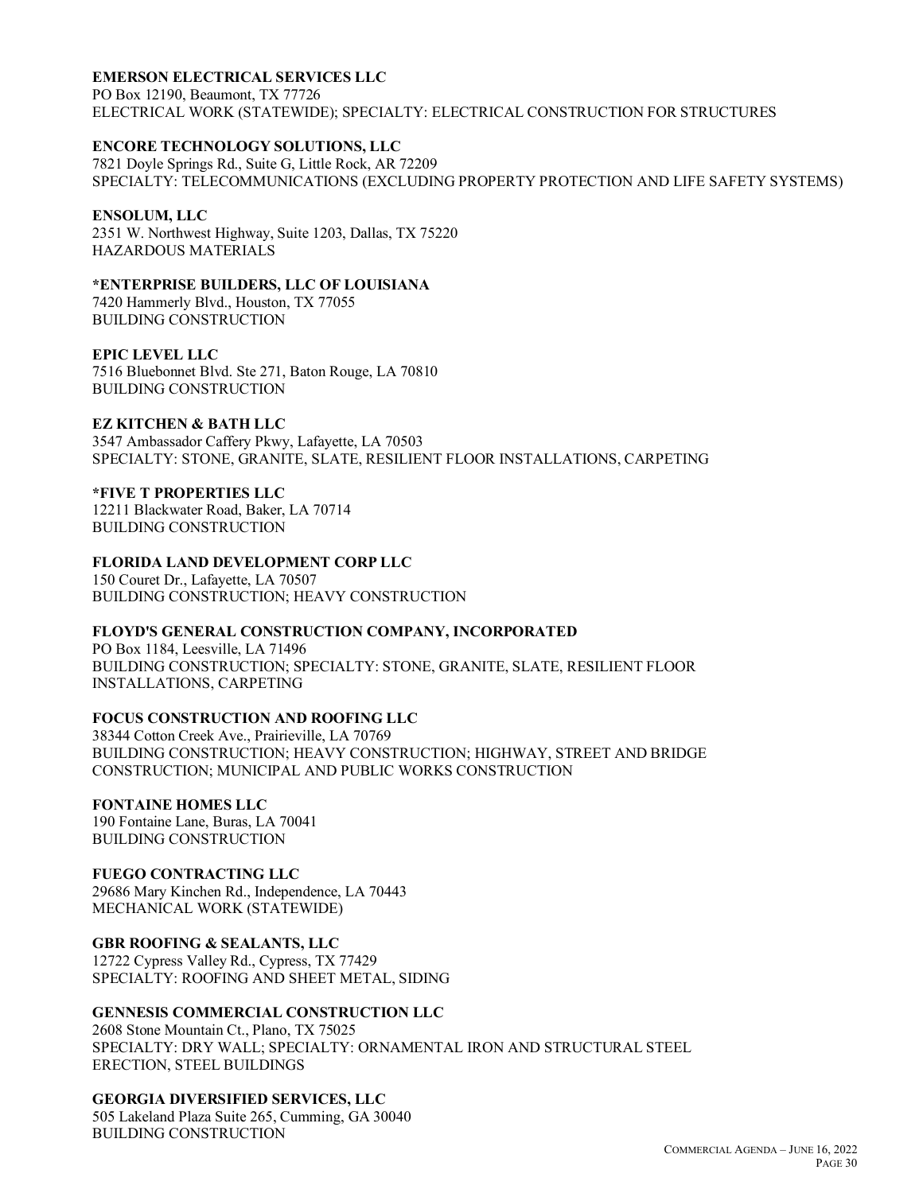**EMERSON ELECTRICAL SERVICES LLC**
PO Box 12190, Beaumont, TX 77726
ELECTRICAL WORK (STATEWIDE); SPECIALTY: ELECTRICAL CONSTRUCTION FOR STRUCTURES

**ENCORE TECHNOLOGY SOLUTIONS, LLC**
7821 Doyle Springs Rd., Suite G, Little Rock, AR 72209
SPECIALTY: TELECOMMUNICATIONS (EXCLUDING PROPERTY PROTECTION AND LIFE SAFETY SYSTEMS)

**ENSOLUM, LLC**
2351 W. Northwest Highway, Suite 1203, Dallas, TX 75220
HAZARDOUS MATERIALS

**\*ENTERPRISE BUILDERS, LLC OF LOUISIANA**
7420 Hammerly Blvd., Houston, TX 77055
BUILDING CONSTRUCTION

**EPIC LEVEL LLC**
7516 Bluebonnet Blvd. Ste 271, Baton Rouge, LA 70810
BUILDING CONSTRUCTION

**EZ KITCHEN & BATH LLC**
3547 Ambassador Caffery Pkwy, Lafayette, LA 70503
SPECIALTY: STONE, GRANITE, SLATE, RESILIENT FLOOR INSTALLATIONS, CARPETING

**\*FIVE T PROPERTIES LLC**
12211 Blackwater Road, Baker, LA 70714
BUILDING CONSTRUCTION

**FLORIDA LAND DEVELOPMENT CORP LLC**
150 Couret Dr., Lafayette, LA 70507
BUILDING CONSTRUCTION; HEAVY CONSTRUCTION

**FLOYD'S GENERAL CONSTRUCTION COMPANY, INCORPORATED**
PO Box 1184, Leesville, LA 71496
BUILDING CONSTRUCTION; SPECIALTY: STONE, GRANITE, SLATE, RESILIENT FLOOR INSTALLATIONS, CARPETING

**FOCUS CONSTRUCTION AND ROOFING LLC**
38344 Cotton Creek Ave., Prairieville, LA 70769
BUILDING CONSTRUCTION; HEAVY CONSTRUCTION; HIGHWAY, STREET AND BRIDGE CONSTRUCTION; MUNICIPAL AND PUBLIC WORKS CONSTRUCTION

**FONTAINE HOMES LLC**
190 Fontaine Lane, Buras, LA 70041
BUILDING CONSTRUCTION

**FUEGO CONTRACTING LLC**
29686 Mary Kinchen Rd., Independence, LA 70443
MECHANICAL WORK (STATEWIDE)

**GBR ROOFING & SEALANTS, LLC**
12722 Cypress Valley Rd., Cypress, TX 77429
SPECIALTY: ROOFING AND SHEET METAL, SIDING

**GENNESIS COMMERCIAL CONSTRUCTION LLC**
2608 Stone Mountain Ct., Plano, TX 75025
SPECIALTY: DRY WALL; SPECIALTY: ORNAMENTAL IRON AND STRUCTURAL STEEL ERECTION, STEEL BUILDINGS

**GEORGIA DIVERSIFIED SERVICES, LLC**
505 Lakeland Plaza Suite 265, Cumming, GA 30040
BUILDING CONSTRUCTION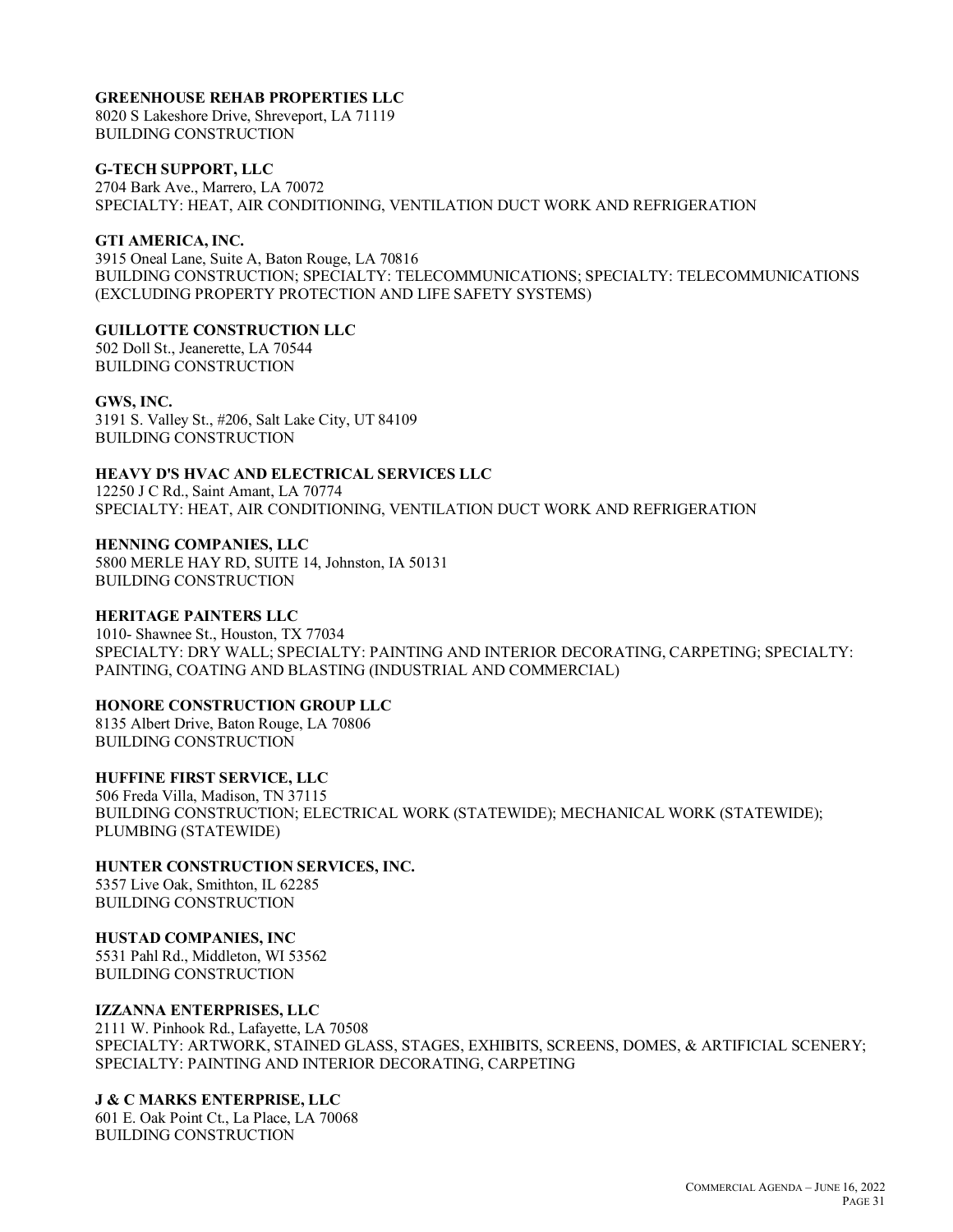**GREENHOUSE REHAB PROPERTIES LLC**
8020 S Lakeshore Drive, Shreveport, LA 71119
BUILDING CONSTRUCTION

**G-TECH SUPPORT, LLC**
2704 Bark Ave., Marrero, LA 70072
SPECIALTY: HEAT, AIR CONDITIONING, VENTILATION DUCT WORK AND REFRIGERATION

**GTI AMERICA, INC.**
3915 Oneal Lane, Suite A, Baton Rouge, LA 70816
BUILDING CONSTRUCTION; SPECIALTY: TELECOMMUNICATIONS; SPECIALTY: TELECOMMUNICATIONS (EXCLUDING PROPERTY PROTECTION AND LIFE SAFETY SYSTEMS)

**GUILLOTTE CONSTRUCTION LLC**
502 Doll St., Jeanerette, LA 70544
BUILDING CONSTRUCTION

**GWS, INC.**
3191 S. Valley St., #206, Salt Lake City, UT 84109
BUILDING CONSTRUCTION

**HEAVY D'S HVAC AND ELECTRICAL SERVICES LLC**
12250 J C Rd., Saint Amant, LA 70774
SPECIALTY: HEAT, AIR CONDITIONING, VENTILATION DUCT WORK AND REFRIGERATION

**HENNING COMPANIES, LLC**
5800 MERLE HAY RD, SUITE 14, Johnston, IA 50131
BUILDING CONSTRUCTION

**HERITAGE PAINTERS LLC**
1010- Shawnee St., Houston, TX 77034
SPECIALTY: DRY WALL; SPECIALTY: PAINTING AND INTERIOR DECORATING, CARPETING; SPECIALTY: PAINTING, COATING AND BLASTING (INDUSTRIAL AND COMMERCIAL)

**HONORE CONSTRUCTION GROUP LLC**
8135 Albert Drive, Baton Rouge, LA 70806
BUILDING CONSTRUCTION

**HUFFINE FIRST SERVICE, LLC**
506 Freda Villa, Madison, TN 37115
BUILDING CONSTRUCTION; ELECTRICAL WORK (STATEWIDE); MECHANICAL WORK (STATEWIDE); PLUMBING (STATEWIDE)

**HUNTER CONSTRUCTION SERVICES, INC.**
5357 Live Oak, Smithton, IL 62285
BUILDING CONSTRUCTION

**HUSTAD COMPANIES, INC**
5531 Pahl Rd., Middleton, WI 53562
BUILDING CONSTRUCTION

**IZZANNA ENTERPRISES, LLC**
2111 W. Pinhook Rd., Lafayette, LA 70508
SPECIALTY: ARTWORK, STAINED GLASS, STAGES, EXHIBITS, SCREENS, DOMES, & ARTIFICIAL SCENERY; SPECIALTY: PAINTING AND INTERIOR DECORATING, CARPETING

**J & C MARKS ENTERPRISE, LLC**
601 E. Oak Point Ct., La Place, LA 70068
BUILDING CONSTRUCTION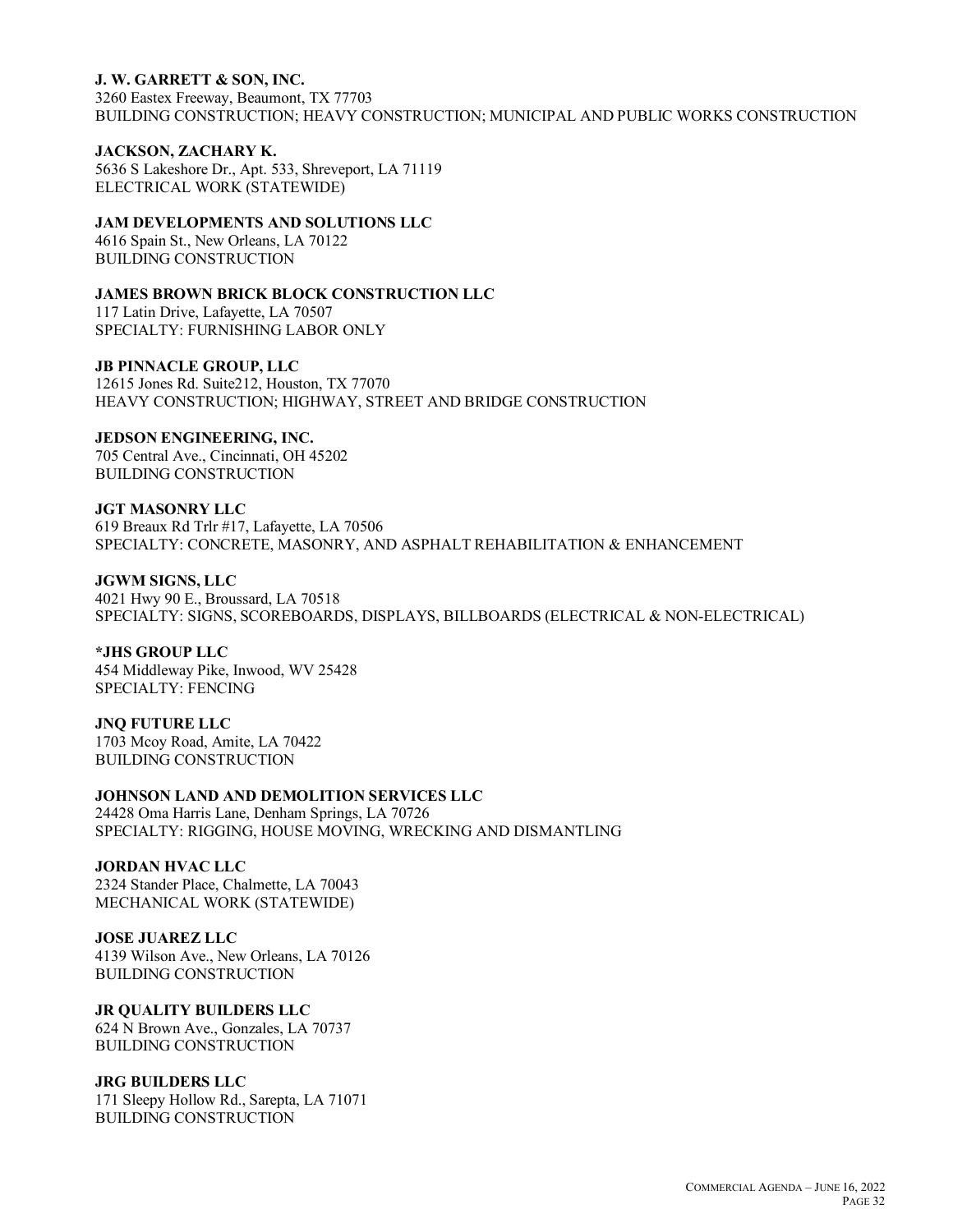**J. W. GARRETT & SON, INC.**
3260 Eastex Freeway, Beaumont, TX 77703
BUILDING CONSTRUCTION; HEAVY CONSTRUCTION; MUNICIPAL AND PUBLIC WORKS CONSTRUCTION

**JACKSON, ZACHARY K.**
5636 S Lakeshore Dr., Apt. 533, Shreveport, LA 71119
ELECTRICAL WORK (STATEWIDE)

**JAM DEVELOPMENTS AND SOLUTIONS LLC**
4616 Spain St., New Orleans, LA 70122
BUILDING CONSTRUCTION

**JAMES BROWN BRICK BLOCK CONSTRUCTION LLC**
117 Latin Drive, Lafayette, LA 70507
SPECIALTY: FURNISHING LABOR ONLY

**JB PINNACLE GROUP, LLC**
12615 Jones Rd. Suite212, Houston, TX 77070
HEAVY CONSTRUCTION; HIGHWAY, STREET AND BRIDGE CONSTRUCTION

**JEDSON ENGINEERING, INC.**
705 Central Ave., Cincinnati, OH 45202
BUILDING CONSTRUCTION

**JGT MASONRY LLC**
619 Breaux Rd Trlr #17, Lafayette, LA 70506
SPECIALTY: CONCRETE, MASONRY, AND ASPHALT REHABILITATION & ENHANCEMENT

**JGWM SIGNS, LLC**
4021 Hwy 90 E., Broussard, LA 70518
SPECIALTY: SIGNS, SCOREBOARDS, DISPLAYS, BILLBOARDS (ELECTRICAL & NON-ELECTRICAL)

**\*JHS GROUP LLC**
454 Middleway Pike, Inwood, WV 25428
SPECIALTY: FENCING

**JNQ FUTURE LLC**
1703 Mcoy Road, Amite, LA 70422
BUILDING CONSTRUCTION

**JOHNSON LAND AND DEMOLITION SERVICES LLC**
24428 Oma Harris Lane, Denham Springs, LA 70726
SPECIALTY: RIGGING, HOUSE MOVING, WRECKING AND DISMANTLING

**JORDAN HVAC LLC**
2324 Stander Place, Chalmette, LA 70043
MECHANICAL WORK (STATEWIDE)

**JOSE JUAREZ LLC**
4139 Wilson Ave., New Orleans, LA 70126
BUILDING CONSTRUCTION

**JR QUALITY BUILDERS LLC**
624 N Brown Ave., Gonzales, LA 70737
BUILDING CONSTRUCTION

**JRG BUILDERS LLC**
171 Sleepy Hollow Rd., Sarepta, LA 71071
BUILDING CONSTRUCTION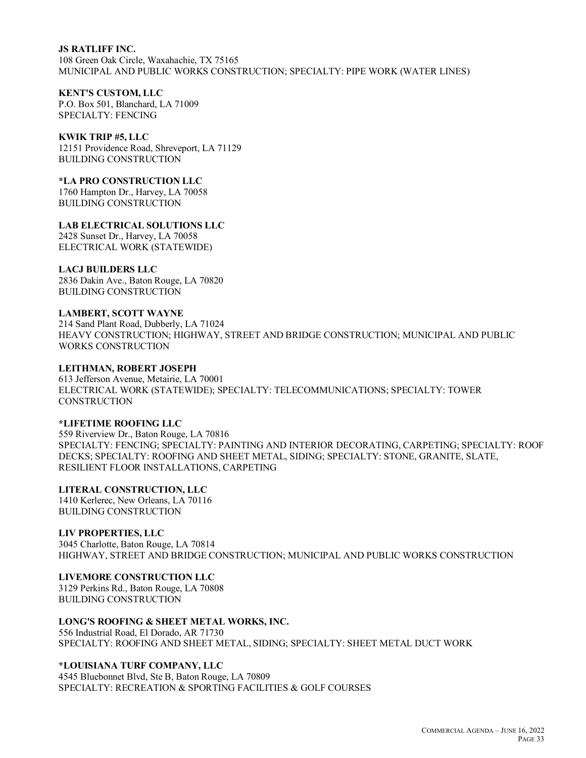**JS RATLIFF INC.**
108 Green Oak Circle, Waxahachie, TX 75165
MUNICIPAL AND PUBLIC WORKS CONSTRUCTION; SPECIALTY: PIPE WORK (WATER LINES)

**KENT'S CUSTOM, LLC**
P.O. Box 501, Blanchard, LA 71009
SPECIALTY: FENCING

**KWIK TRIP #5, LLC**
12151 Providence Road, Shreveport, LA 71129
BUILDING CONSTRUCTION

***LA PRO CONSTRUCTION LLC**
1760 Hampton Dr., Harvey, LA 70058
BUILDING CONSTRUCTION

**LAB ELECTRICAL SOLUTIONS LLC**
2428 Sunset Dr., Harvey, LA 70058
ELECTRICAL WORK (STATEWIDE)

**LACJ BUILDERS LLC**
2836 Dakin Ave., Baton Rouge, LA 70820
BUILDING CONSTRUCTION

**LAMBERT, SCOTT WAYNE**
214 Sand Plant Road, Dubberly, LA 71024
HEAVY CONSTRUCTION; HIGHWAY, STREET AND BRIDGE CONSTRUCTION; MUNICIPAL AND PUBLIC WORKS CONSTRUCTION

**LEITHMAN, ROBERT JOSEPH**
613 Jefferson Avenue, Metairie, LA 70001
ELECTRICAL WORK (STATEWIDE); SPECIALTY: TELECOMMUNICATIONS; SPECIALTY: TOWER CONSTRUCTION

***LIFETIME ROOFING LLC**
559 Riverview Dr., Baton Rouge, LA 70816
SPECIALTY: FENCING; SPECIALTY: PAINTING AND INTERIOR DECORATING, CARPETING; SPECIALTY: ROOF DECKS; SPECIALTY: ROOFING AND SHEET METAL, SIDING; SPECIALTY: STONE, GRANITE, SLATE, RESILIENT FLOOR INSTALLATIONS, CARPETING

**LITERAL CONSTRUCTION, LLC**
1410 Kerlerec, New Orleans, LA 70116
BUILDING CONSTRUCTION

**LIV PROPERTIES, LLC**
3045 Charlotte, Baton Rouge, LA 70814
HIGHWAY, STREET AND BRIDGE CONSTRUCTION; MUNICIPAL AND PUBLIC WORKS CONSTRUCTION

**LIVEMORE CONSTRUCTION LLC**
3129 Perkins Rd., Baton Rouge, LA 70808
BUILDING CONSTRUCTION

**LONG'S ROOFING & SHEET METAL WORKS, INC.**
556 Industrial Road, El Dorado, AR 71730
SPECIALTY: ROOFING AND SHEET METAL, SIDING; SPECIALTY: SHEET METAL DUCT WORK

***LOUISIANA TURF COMPANY, LLC**
4545 Bluebonnet Blvd, Ste B, Baton Rouge, LA 70809
SPECIALTY: RECREATION & SPORTING FACILITIES & GOLF COURSES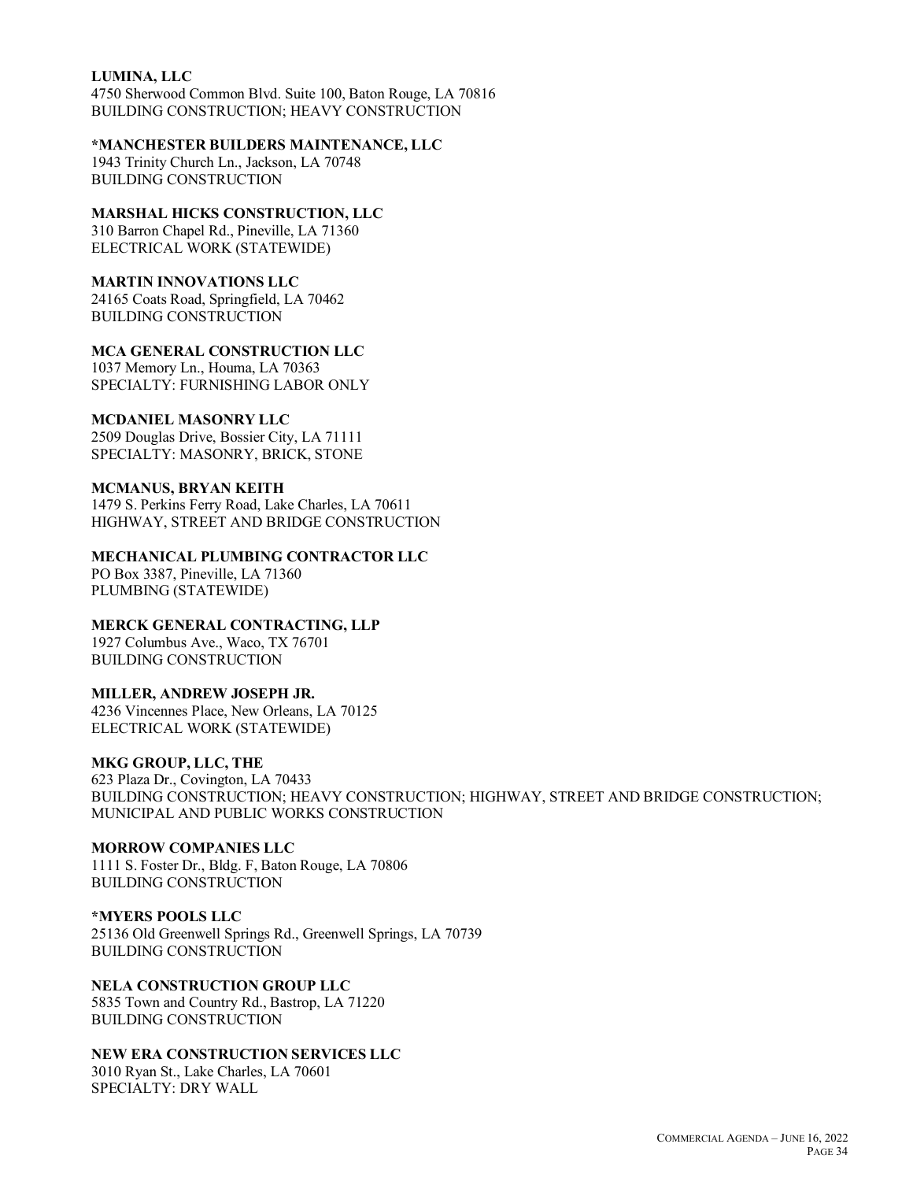**LUMINA, LLC**
4750 Sherwood Common Blvd. Suite 100, Baton Rouge, LA 70816
BUILDING CONSTRUCTION; HEAVY CONSTRUCTION

**\*MANCHESTER BUILDERS MAINTENANCE, LLC**
1943 Trinity Church Ln., Jackson, LA 70748
BUILDING CONSTRUCTION

**MARSHAL HICKS CONSTRUCTION, LLC**
310 Barron Chapel Rd., Pineville, LA 71360
ELECTRICAL WORK (STATEWIDE)

**MARTIN INNOVATIONS LLC**
24165 Coats Road, Springfield, LA 70462
BUILDING CONSTRUCTION

**MCA GENERAL CONSTRUCTION LLC**
1037 Memory Ln., Houma, LA 70363
SPECIALTY: FURNISHING LABOR ONLY

**MCDANIEL MASONRY LLC**
2509 Douglas Drive, Bossier City, LA 71111
SPECIALTY: MASONRY, BRICK, STONE

**MCMANUS, BRYAN KEITH**
1479 S. Perkins Ferry Road, Lake Charles, LA 70611
HIGHWAY, STREET AND BRIDGE CONSTRUCTION

**MECHANICAL PLUMBING CONTRACTOR LLC**
PO Box 3387, Pineville, LA 71360
PLUMBING (STATEWIDE)

**MERCK GENERAL CONTRACTING, LLP**
1927 Columbus Ave., Waco, TX 76701
BUILDING CONSTRUCTION

**MILLER, ANDREW JOSEPH JR.**
4236 Vincennes Place, New Orleans, LA 70125
ELECTRICAL WORK (STATEWIDE)

**MKG GROUP, LLC, THE**
623 Plaza Dr., Covington, LA 70433
BUILDING CONSTRUCTION; HEAVY CONSTRUCTION; HIGHWAY, STREET AND BRIDGE CONSTRUCTION; MUNICIPAL AND PUBLIC WORKS CONSTRUCTION

**MORROW COMPANIES LLC**
1111 S. Foster Dr., Bldg. F, Baton Rouge, LA 70806
BUILDING CONSTRUCTION

**\*MYERS POOLS LLC**
25136 Old Greenwell Springs Rd., Greenwell Springs, LA 70739
BUILDING CONSTRUCTION

**NELA CONSTRUCTION GROUP LLC**
5835 Town and Country Rd., Bastrop, LA 71220
BUILDING CONSTRUCTION

**NEW ERA CONSTRUCTION SERVICES LLC**
3010 Ryan St., Lake Charles, LA 70601
SPECIALTY: DRY WALL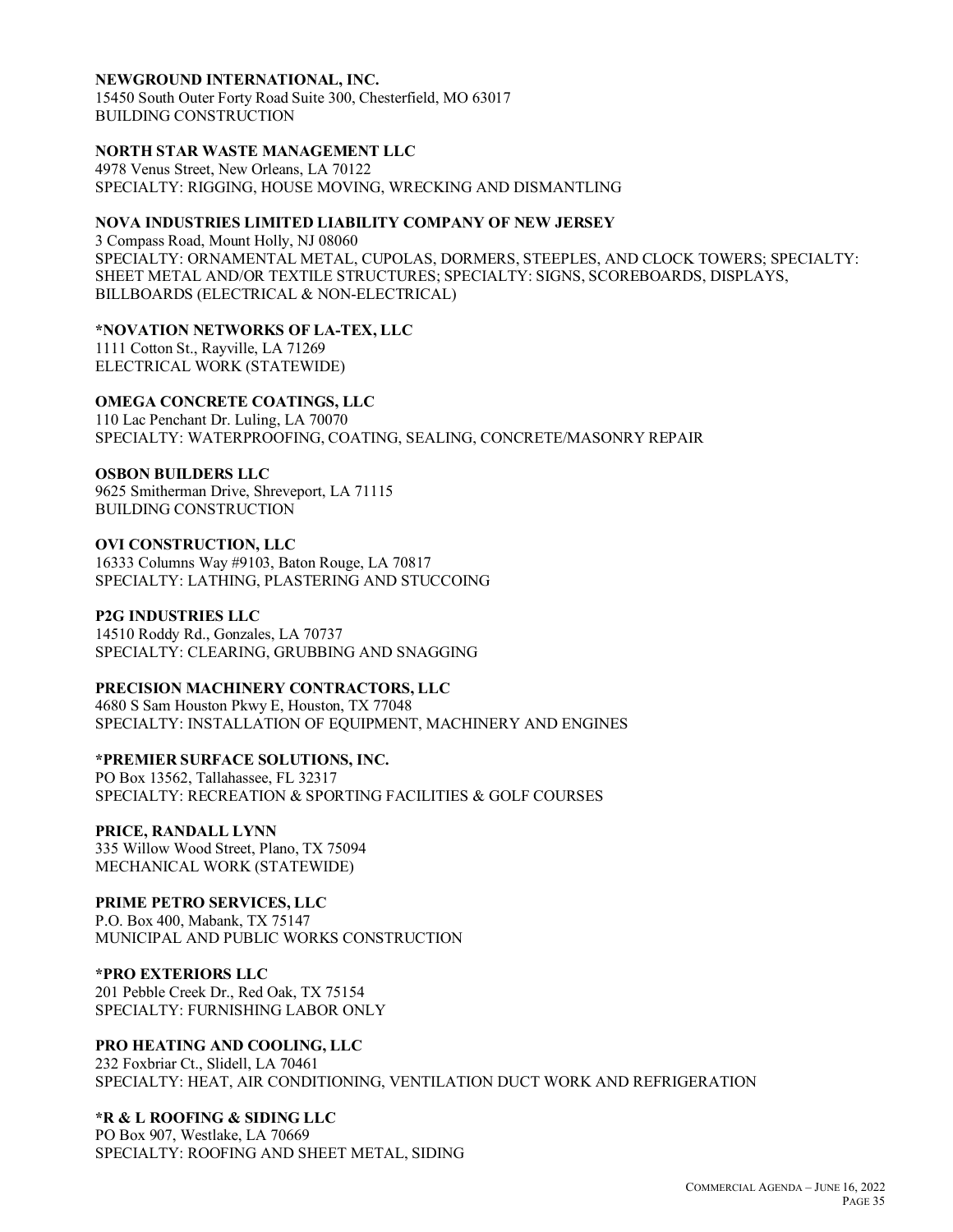**NEWGROUND INTERNATIONAL, INC.**
15450 South Outer Forty Road Suite 300, Chesterfield, MO 63017
BUILDING CONSTRUCTION

**NORTH STAR WASTE MANAGEMENT LLC**
4978 Venus Street, New Orleans, LA 70122
SPECIALTY: RIGGING, HOUSE MOVING, WRECKING AND DISMANTLING

**NOVA INDUSTRIES LIMITED LIABILITY COMPANY OF NEW JERSEY**
3 Compass Road, Mount Holly, NJ 08060
SPECIALTY: ORNAMENTAL METAL, CUPOLAS, DORMERS, STEEPLES, AND CLOCK TOWERS; SPECIALTY: SHEET METAL AND/OR TEXTILE STRUCTURES; SPECIALTY: SIGNS, SCOREBOARDS, DISPLAYS, BILLBOARDS (ELECTRICAL & NON-ELECTRICAL)

**\*NOVATION NETWORKS OF LA-TEX, LLC**
1111 Cotton St., Rayville, LA 71269
ELECTRICAL WORK (STATEWIDE)

**OMEGA CONCRETE COATINGS, LLC**
110 Lac Penchant Dr. Luling, LA 70070
SPECIALTY: WATERPROOFING, COATING, SEALING, CONCRETE/MASONRY REPAIR

**OSBON BUILDERS LLC**
9625 Smitherman Drive, Shreveport, LA 71115
BUILDING CONSTRUCTION

**OVI CONSTRUCTION, LLC**
16333 Columns Way #9103, Baton Rouge, LA 70817
SPECIALTY: LATHING, PLASTERING AND STUCCOING

**P2G INDUSTRIES LLC**
14510 Roddy Rd., Gonzales, LA 70737
SPECIALTY: CLEARING, GRUBBING AND SNAGGING

**PRECISION MACHINERY CONTRACTORS, LLC**
4680 S Sam Houston Pkwy E, Houston, TX 77048
SPECIALTY: INSTALLATION OF EQUIPMENT, MACHINERY AND ENGINES

**\*PREMIER SURFACE SOLUTIONS, INC.**
PO Box 13562, Tallahassee, FL 32317
SPECIALTY: RECREATION & SPORTING FACILITIES & GOLF COURSES

**PRICE, RANDALL LYNN**
335 Willow Wood Street, Plano, TX 75094
MECHANICAL WORK (STATEWIDE)

**PRIME PETRO SERVICES, LLC**
P.O. Box 400, Mabank, TX 75147
MUNICIPAL AND PUBLIC WORKS CONSTRUCTION

**\*PRO EXTERIORS LLC**
201 Pebble Creek Dr., Red Oak, TX 75154
SPECIALTY: FURNISHING LABOR ONLY

**PRO HEATING AND COOLING, LLC**
232 Foxbriar Ct., Slidell, LA 70461
SPECIALTY: HEAT, AIR CONDITIONING, VENTILATION DUCT WORK AND REFRIGERATION

**\*R & L ROOFING & SIDING LLC**
PO Box 907, Westlake, LA 70669
SPECIALTY: ROOFING AND SHEET METAL, SIDING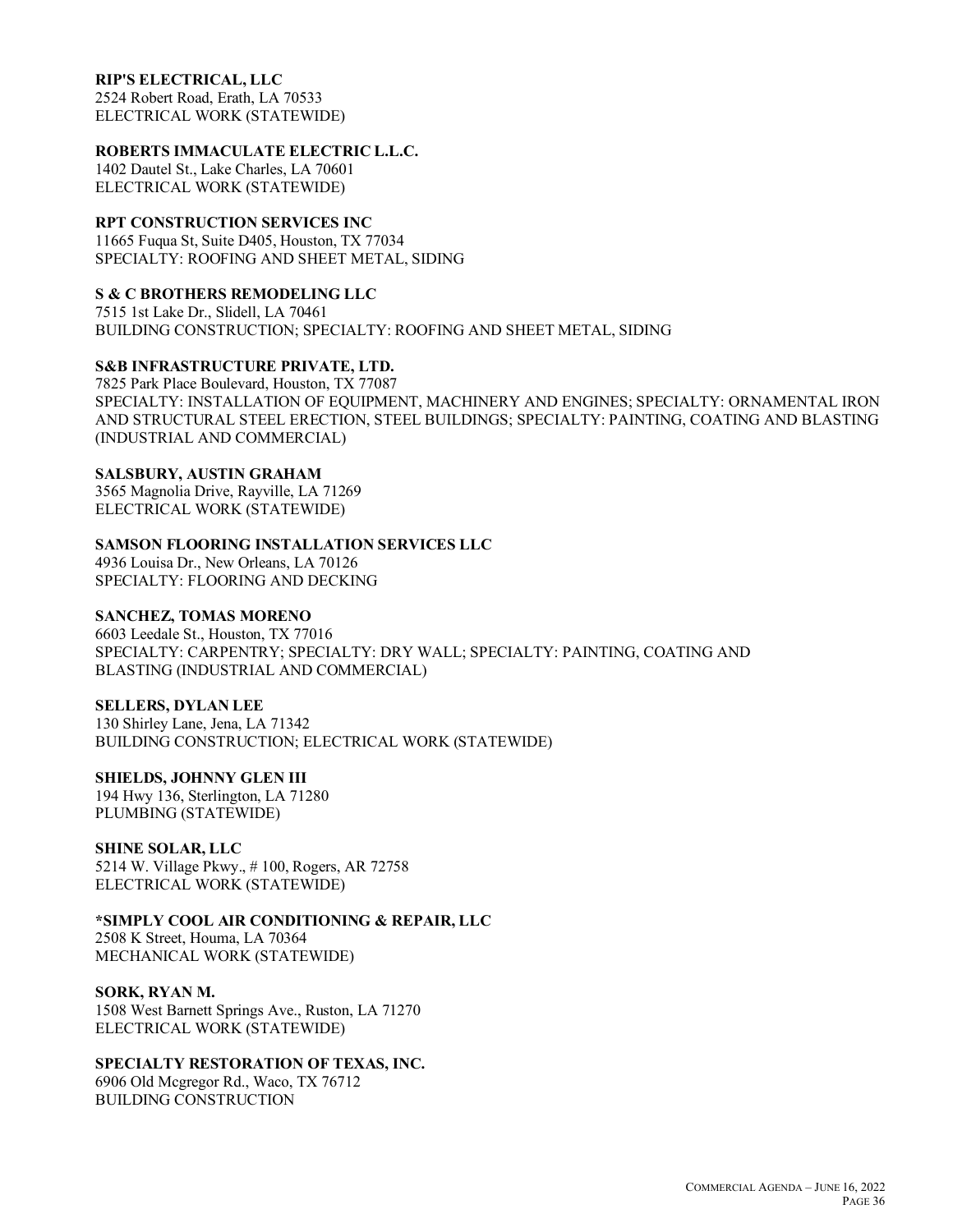**RIP'S ELECTRICAL, LLC**
2524 Robert Road, Erath, LA 70533
ELECTRICAL WORK (STATEWIDE)

**ROBERTS IMMACULATE ELECTRIC L.L.C.**
1402 Dautel St., Lake Charles, LA 70601
ELECTRICAL WORK (STATEWIDE)

**RPT CONSTRUCTION SERVICES INC**
11665 Fuqua St, Suite D405, Houston, TX 77034
SPECIALTY: ROOFING AND SHEET METAL, SIDING

**S & C BROTHERS REMODELING LLC**
7515 1st Lake Dr., Slidell, LA 70461
BUILDING CONSTRUCTION; SPECIALTY: ROOFING AND SHEET METAL, SIDING

**S&B INFRASTRUCTURE PRIVATE, LTD.**
7825 Park Place Boulevard, Houston, TX 77087
SPECIALTY: INSTALLATION OF EQUIPMENT, MACHINERY AND ENGINES; SPECIALTY: ORNAMENTAL IRON AND STRUCTURAL STEEL ERECTION, STEEL BUILDINGS; SPECIALTY: PAINTING, COATING AND BLASTING (INDUSTRIAL AND COMMERCIAL)

**SALSBURY, AUSTIN GRAHAM**
3565 Magnolia Drive, Rayville, LA 71269
ELECTRICAL WORK (STATEWIDE)

**SAMSON FLOORING INSTALLATION SERVICES LLC**
4936 Louisa Dr., New Orleans, LA 70126
SPECIALTY: FLOORING AND DECKING

**SANCHEZ, TOMAS MORENO**
6603 Leedale St., Houston, TX 77016
SPECIALTY: CARPENTRY; SPECIALTY: DRY WALL; SPECIALTY: PAINTING, COATING AND BLASTING (INDUSTRIAL AND COMMERCIAL)

**SELLERS, DYLAN LEE**
130 Shirley Lane, Jena, LA 71342
BUILDING CONSTRUCTION; ELECTRICAL WORK (STATEWIDE)

**SHIELDS, JOHNNY GLEN III**
194 Hwy 136, Sterlington, LA 71280
PLUMBING (STATEWIDE)

**SHINE SOLAR, LLC**
5214 W. Village Pkwy., # 100, Rogers, AR 72758
ELECTRICAL WORK (STATEWIDE)

**\*SIMPLY COOL AIR CONDITIONING & REPAIR, LLC**
2508 K Street, Houma, LA 70364
MECHANICAL WORK (STATEWIDE)

**SORK, RYAN M.**
1508 West Barnett Springs Ave., Ruston, LA 71270
ELECTRICAL WORK (STATEWIDE)

**SPECIALTY RESTORATION OF TEXAS, INC.**
6906 Old Mcgregor Rd., Waco, TX 76712
BUILDING CONSTRUCTION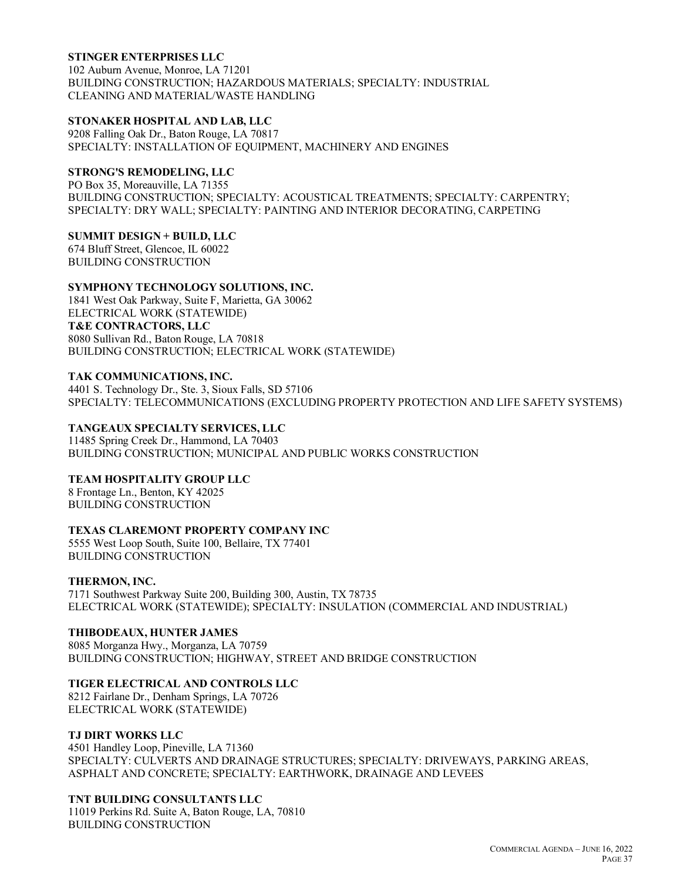**STINGER ENTERPRISES LLC**
102 Auburn Avenue, Monroe, LA 71201
BUILDING CONSTRUCTION; HAZARDOUS MATERIALS; SPECIALTY: INDUSTRIAL CLEANING AND MATERIAL/WASTE HANDLING

**STONAKER HOSPITAL AND LAB, LLC**
9208 Falling Oak Dr., Baton Rouge, LA 70817
SPECIALTY: INSTALLATION OF EQUIPMENT, MACHINERY AND ENGINES

**STRONG'S REMODELING, LLC**
PO Box 35, Moreauville, LA 71355
BUILDING CONSTRUCTION; SPECIALTY: ACOUSTICAL TREATMENTS; SPECIALTY: CARPENTRY; SPECIALTY: DRY WALL; SPECIALTY: PAINTING AND INTERIOR DECORATING, CARPETING

**SUMMIT DESIGN + BUILD, LLC**
674 Bluff Street, Glencoe, IL 60022
BUILDING CONSTRUCTION

**SYMPHONY TECHNOLOGY SOLUTIONS, INC.**
1841 West Oak Parkway, Suite F, Marietta, GA 30062
ELECTRICAL WORK (STATEWIDE)

**T&E CONTRACTORS, LLC**
8080 Sullivan Rd., Baton Rouge, LA 70818
BUILDING CONSTRUCTION; ELECTRICAL WORK (STATEWIDE)

**TAK COMMUNICATIONS, INC.**
4401 S. Technology Dr., Ste. 3, Sioux Falls, SD 57106
SPECIALTY: TELECOMMUNICATIONS (EXCLUDING PROPERTY PROTECTION AND LIFE SAFETY SYSTEMS)

**TANGEAUX SPECIALTY SERVICES, LLC**
11485 Spring Creek Dr., Hammond, LA 70403
BUILDING CONSTRUCTION; MUNICIPAL AND PUBLIC WORKS CONSTRUCTION

**TEAM HOSPITALITY GROUP LLC**
8 Frontage Ln., Benton, KY 42025
BUILDING CONSTRUCTION

**TEXAS CLAREMONT PROPERTY COMPANY INC**
5555 West Loop South, Suite 100, Bellaire, TX 77401
BUILDING CONSTRUCTION

**THERMON, INC.**
7171 Southwest Parkway Suite 200, Building 300, Austin, TX 78735
ELECTRICAL WORK (STATEWIDE); SPECIALTY: INSULATION (COMMERCIAL AND INDUSTRIAL)

**THIBODEAUX, HUNTER JAMES**
8085 Morganza Hwy., Morganza, LA 70759
BUILDING CONSTRUCTION; HIGHWAY, STREET AND BRIDGE CONSTRUCTION

**TIGER ELECTRICAL AND CONTROLS LLC**
8212 Fairlane Dr., Denham Springs, LA 70726
ELECTRICAL WORK (STATEWIDE)

**TJ DIRT WORKS LLC**
4501 Handley Loop, Pineville, LA 71360
SPECIALTY: CULVERTS AND DRAINAGE STRUCTURES; SPECIALTY: DRIVEWAYS, PARKING AREAS, ASPHALT AND CONCRETE; SPECIALTY: EARTHWORK, DRAINAGE AND LEVEES

**TNT BUILDING CONSULTANTS LLC**
11019 Perkins Rd. Suite A, Baton Rouge, LA, 70810
BUILDING CONSTRUCTION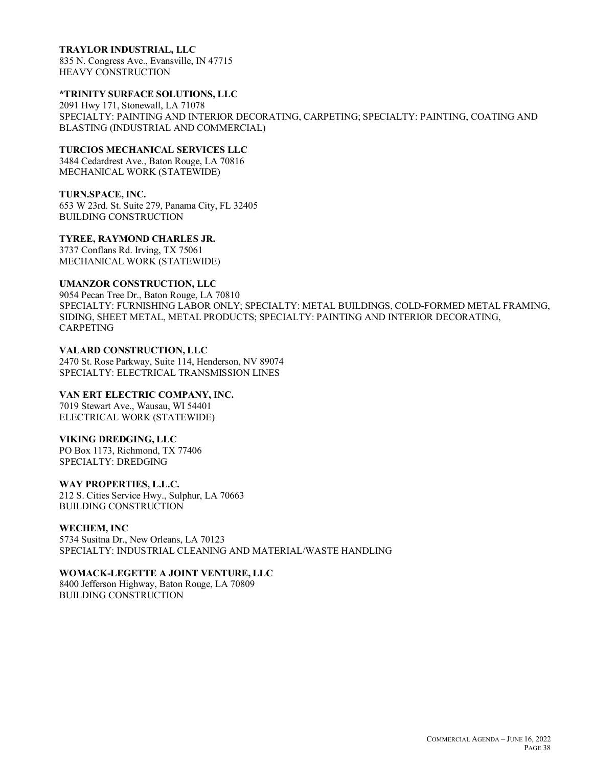**TRAYLOR INDUSTRIAL, LLC**
835 N. Congress Ave., Evansville, IN 47715
HEAVY CONSTRUCTION

**\*TRINITY SURFACE SOLUTIONS, LLC**
2091 Hwy 171, Stonewall, LA 71078
SPECIALTY: PAINTING AND INTERIOR DECORATING, CARPETING; SPECIALTY: PAINTING, COATING AND BLASTING (INDUSTRIAL AND COMMERCIAL)

**TURCIOS MECHANICAL SERVICES LLC**
3484 Cedardrest Ave., Baton Rouge, LA 70816
MECHANICAL WORK (STATEWIDE)

**TURN.SPACE, INC.**
653 W 23rd. St. Suite 279, Panama City, FL 32405
BUILDING CONSTRUCTION

**TYREE, RAYMOND CHARLES JR.**
3737 Conflans Rd. Irving, TX 75061
MECHANICAL WORK (STATEWIDE)

**UMANZOR CONSTRUCTION, LLC**
9054 Pecan Tree Dr., Baton Rouge, LA 70810
SPECIALTY: FURNISHING LABOR ONLY; SPECIALTY: METAL BUILDINGS, COLD-FORMED METAL FRAMING, SIDING, SHEET METAL, METAL PRODUCTS; SPECIALTY: PAINTING AND INTERIOR DECORATING, CARPETING

**VALARD CONSTRUCTION, LLC**
2470 St. Rose Parkway, Suite 114, Henderson, NV 89074
SPECIALTY: ELECTRICAL TRANSMISSION LINES

**VAN ERT ELECTRIC COMPANY, INC.**
7019 Stewart Ave., Wausau, WI 54401
ELECTRICAL WORK (STATEWIDE)

**VIKING DREDGING, LLC**
PO Box 1173, Richmond, TX 77406
SPECIALTY: DREDGING

**WAY PROPERTIES, L.L.C.**
212 S. Cities Service Hwy., Sulphur, LA 70663
BUILDING CONSTRUCTION

**WECHEM, INC**
5734 Susitna Dr., New Orleans, LA 70123
SPECIALTY: INDUSTRIAL CLEANING AND MATERIAL/WASTE HANDLING

**WOMACK-LEGETTE A JOINT VENTURE, LLC**
8400 Jefferson Highway, Baton Rouge, LA 70809
BUILDING CONSTRUCTION